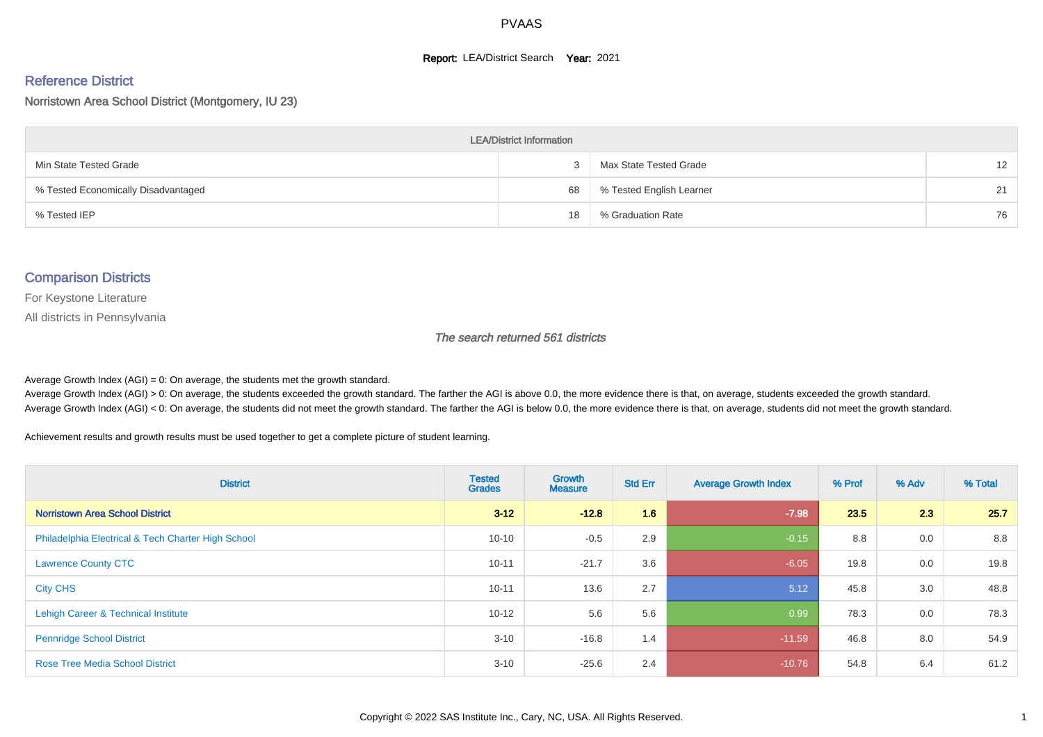# PVAAS

**Report:** LEA/District Search **Year:** 2021

## Reference District

Norristown Area School District (Montgomery, IU 23)

| LEA/District Information | | | |
|---|---|---|---|
| Min State Tested Grade | 3 | Max State Tested Grade | 12 |
| % Tested Economically Disadvantaged | 68 | % Tested English Learner | 21 |
| % Tested IEP | 18 | % Graduation Rate | 76 |

## Comparison Districts

For Keystone Literature

All districts in Pennsylvania

*The search returned 561 districts*

Average Growth Index (AGI) = 0: On average, the students met the growth standard.
Average Growth Index (AGI) > 0: On average, the students exceeded the growth standard. The farther the AGI is above 0.0, the more evidence there is that, on average, students exceeded the growth standard.
Average Growth Index (AGI) < 0: On average, the students did not meet the growth standard. The farther the AGI is below 0.0, the more evidence there is that, on average, students did not meet the growth standard.

Achievement results and growth results must be used together to get a complete picture of student learning.

| District | Tested Grades | Growth Measure | Std Err | Average Growth Index | % Prof | % Adv | % Total |
|---|---|---|---|---|---|---|---|
| **Norristown Area School District** | **3-12** | **-12.8** | **1.6** | **-7.98** | **23.5** | **2.3** | **25.7** |
| Philadelphia Electrical & Tech Charter High School | 10-10 | -0.5 | 2.9 | -0.15 | 8.8 | 0.0 | 8.8 |
| Lawrence County CTC | 10-11 | -21.7 | 3.6 | -6.05 | 19.8 | 0.0 | 19.8 |
| City CHS | 10-11 | 13.6 | 2.7 | 5.12 | 45.8 | 3.0 | 48.8 |
| Lehigh Career & Technical Institute | 10-12 | 5.6 | 5.6 | 0.99 | 78.3 | 0.0 | 78.3 |
| Pennridge School District | 3-10 | -16.8 | 1.4 | -11.59 | 46.8 | 8.0 | 54.9 |
| Rose Tree Media School District | 3-10 | -25.6 | 2.4 | -10.76 | 54.8 | 6.4 | 61.2 |

Copyright © 2022 SAS Institute Inc., Cary, NC, USA. All Rights Reserved.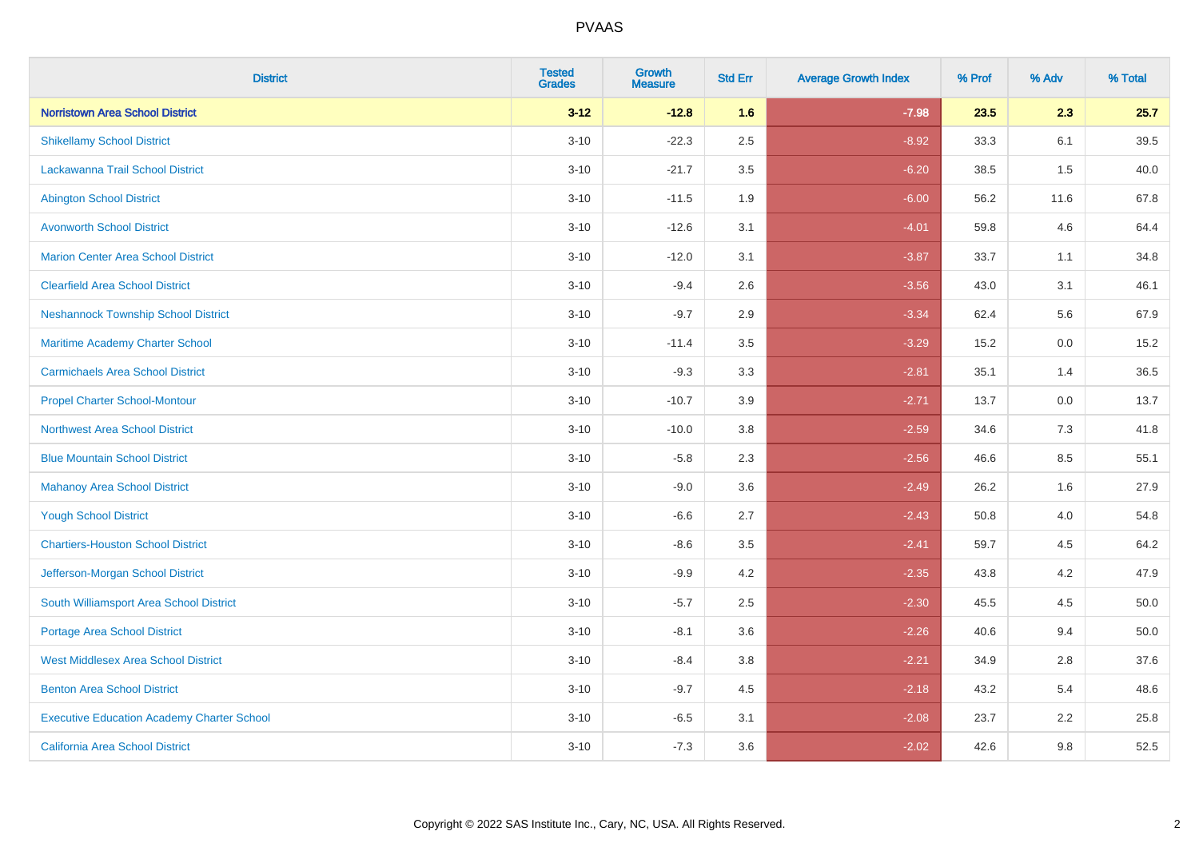# PVAAS

| District | Tested Grades | Growth Measure | Std Err | Average Growth Index | % Prof | % Adv | % Total |
|---|---|---|---|---|---|---|---|
| **Norristown Area School District** | **3-12** | **-12.8** | **1.6** | **-7.98** | **23.5** | **2.3** | **25.7** |
| Shikellamy School District | 3-10 | -22.3 | 2.5 | -8.92 | 33.3 | 6.1 | 39.5 |
| Lackawanna Trail School District | 3-10 | -21.7 | 3.5 | -6.20 | 38.5 | 1.5 | 40.0 |
| Abington School District | 3-10 | -11.5 | 1.9 | -6.00 | 56.2 | 11.6 | 67.8 |
| Avonworth School District | 3-10 | -12.6 | 3.1 | -4.01 | 59.8 | 4.6 | 64.4 |
| Marion Center Area School District | 3-10 | -12.0 | 3.1 | -3.87 | 33.7 | 1.1 | 34.8 |
| Clearfield Area School District | 3-10 | -9.4 | 2.6 | -3.56 | 43.0 | 3.1 | 46.1 |
| Neshannock Township School District | 3-10 | -9.7 | 2.9 | -3.34 | 62.4 | 5.6 | 67.9 |
| Maritime Academy Charter School | 3-10 | -11.4 | 3.5 | -3.29 | 15.2 | 0.0 | 15.2 |
| Carmichaels Area School District | 3-10 | -9.3 | 3.3 | -2.81 | 35.1 | 1.4 | 36.5 |
| Propel Charter School-Montour | 3-10 | -10.7 | 3.9 | -2.71 | 13.7 | 0.0 | 13.7 |
| Northwest Area School District | 3-10 | -10.0 | 3.8 | -2.59 | 34.6 | 7.3 | 41.8 |
| Blue Mountain School District | 3-10 | -5.8 | 2.3 | -2.56 | 46.6 | 8.5 | 55.1 |
| Mahanoy Area School District | 3-10 | -9.0 | 3.6 | -2.49 | 26.2 | 1.6 | 27.9 |
| Yough School District | 3-10 | -6.6 | 2.7 | -2.43 | 50.8 | 4.0 | 54.8 |
| Chartiers-Houston School District | 3-10 | -8.6 | 3.5 | -2.41 | 59.7 | 4.5 | 64.2 |
| Jefferson-Morgan School District | 3-10 | -9.9 | 4.2 | -2.35 | 43.8 | 4.2 | 47.9 |
| South Williamsport Area School District | 3-10 | -5.7 | 2.5 | -2.30 | 45.5 | 4.5 | 50.0 |
| Portage Area School District | 3-10 | -8.1 | 3.6 | -2.26 | 40.6 | 9.4 | 50.0 |
| West Middlesex Area School District | 3-10 | -8.4 | 3.8 | -2.21 | 34.9 | 2.8 | 37.6 |
| Benton Area School District | 3-10 | -9.7 | 4.5 | -2.18 | 43.2 | 5.4 | 48.6 |
| Executive Education Academy Charter School | 3-10 | -6.5 | 3.1 | -2.08 | 23.7 | 2.2 | 25.8 |
| California Area School District | 3-10 | -7.3 | 3.6 | -2.02 | 42.6 | 9.8 | 52.5 |

Copyright © 2022 SAS Institute Inc., Cary, NC, USA. All Rights Reserved.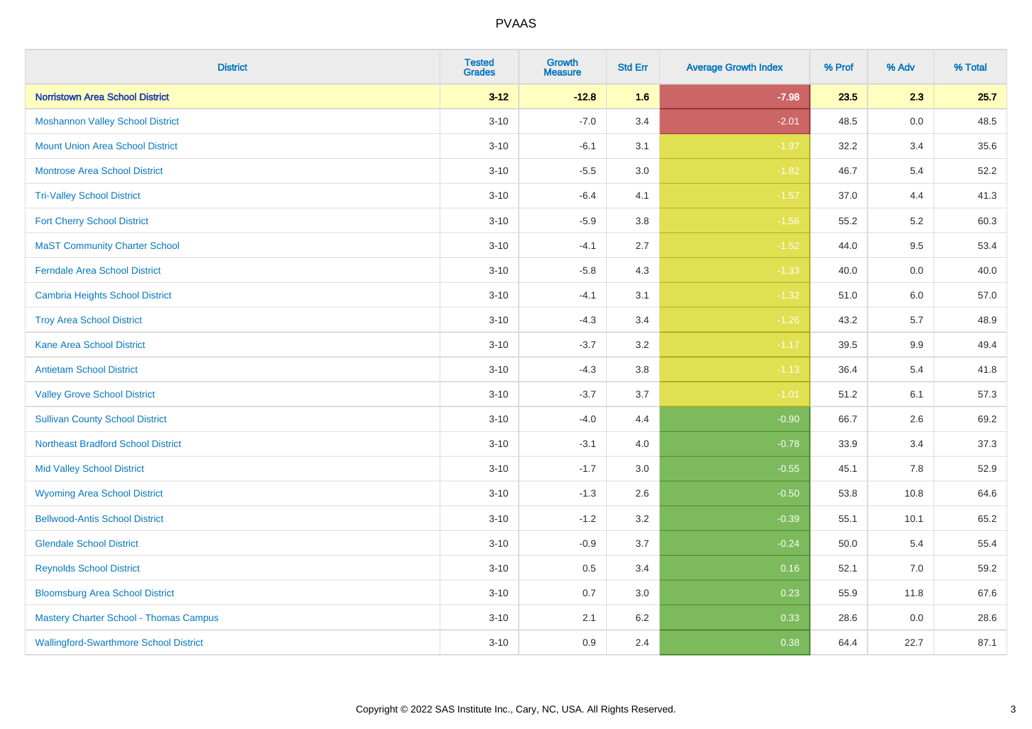| District | Tested Grades | Growth Measure | Std Err | Average Growth Index | % Prof | % Adv | % Total |
|---|---|---|---|---|---|---|---|
| **Norristown Area School District** | **3-12** | **-12.8** | **1.6** | **-7.98** | **23.5** | **2.3** | **25.7** |
| Moshannon Valley School District | 3-10 | -7.0 | 3.4 | -2.01 | 48.5 | 0.0 | 48.5 |
| Mount Union Area School District | 3-10 | -6.1 | 3.1 | -1.97 | 32.2 | 3.4 | 35.6 |
| Montrose Area School District | 3-10 | -5.5 | 3.0 | -1.82 | 46.7 | 5.4 | 52.2 |
| Tri-Valley School District | 3-10 | -6.4 | 4.1 | -1.57 | 37.0 | 4.4 | 41.3 |
| Fort Cherry School District | 3-10 | -5.9 | 3.8 | -1.56 | 55.2 | 5.2 | 60.3 |
| MaST Community Charter School | 3-10 | -4.1 | 2.7 | -1.52 | 44.0 | 9.5 | 53.4 |
| Ferndale Area School District | 3-10 | -5.8 | 4.3 | -1.33 | 40.0 | 0.0 | 40.0 |
| Cambria Heights School District | 3-10 | -4.1 | 3.1 | -1.32 | 51.0 | 6.0 | 57.0 |
| Troy Area School District | 3-10 | -4.3 | 3.4 | -1.26 | 43.2 | 5.7 | 48.9 |
| Kane Area School District | 3-10 | -3.7 | 3.2 | -1.17 | 39.5 | 9.9 | 49.4 |
| Antietam School District | 3-10 | -4.3 | 3.8 | -1.13 | 36.4 | 5.4 | 41.8 |
| Valley Grove School District | 3-10 | -3.7 | 3.7 | -1.01 | 51.2 | 6.1 | 57.3 |
| Sullivan County School District | 3-10 | -4.0 | 4.4 | -0.90 | 66.7 | 2.6 | 69.2 |
| Northeast Bradford School District | 3-10 | -3.1 | 4.0 | -0.78 | 33.9 | 3.4 | 37.3 |
| Mid Valley School District | 3-10 | -1.7 | 3.0 | -0.55 | 45.1 | 7.8 | 52.9 |
| Wyoming Area School District | 3-10 | -1.3 | 2.6 | -0.50 | 53.8 | 10.8 | 64.6 |
| Bellwood-Antis School District | 3-10 | -1.2 | 3.2 | -0.39 | 55.1 | 10.1 | 65.2 |
| Glendale School District | 3-10 | -0.9 | 3.7 | -0.24 | 50.0 | 5.4 | 55.4 |
| Reynolds School District | 3-10 | 0.5 | 3.4 | 0.16 | 52.1 | 7.0 | 59.2 |
| Bloomsburg Area School District | 3-10 | 0.7 | 3.0 | 0.23 | 55.9 | 11.8 | 67.6 |
| Mastery Charter School - Thomas Campus | 3-10 | 2.1 | 6.2 | 0.33 | 28.6 | 0.0 | 28.6 |
| Wallingford-Swarthmore School District | 3-10 | 0.9 | 2.4 | 0.38 | 64.4 | 22.7 | 87.1 |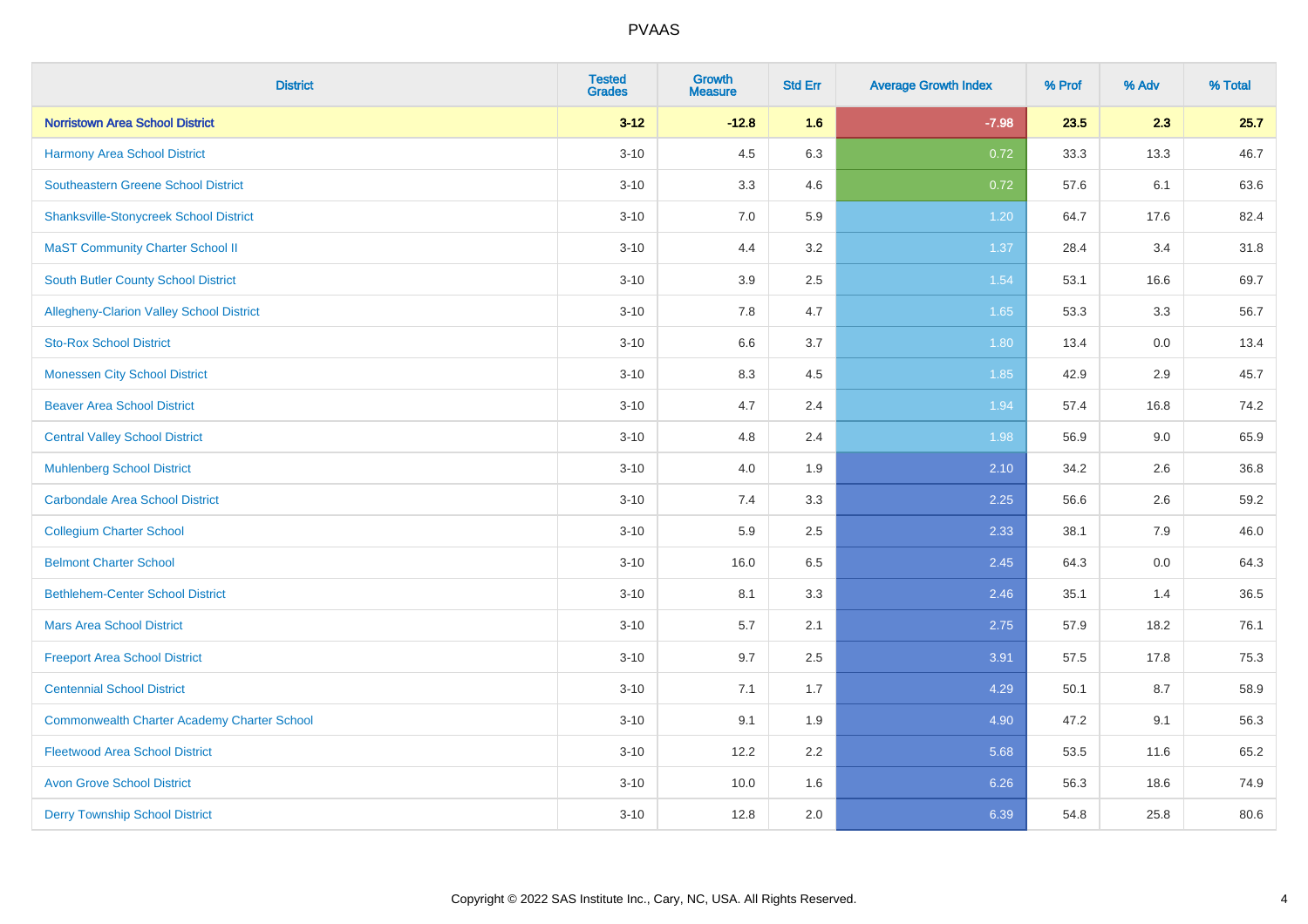| District | Tested Grades | Growth Measure | Std Err | Average Growth Index | % Prof | % Adv | % Total |
|---|---|---|---|---|---|---|---|
| **Norristown Area School District** | **3-12** | **-12.8** | **1.6** | **-7.98** | **23.5** | **2.3** | **25.7** |
| Harmony Area School District | 3-10 | 4.5 | 6.3 | 0.72 | 33.3 | 13.3 | 46.7 |
| Southeastern Greene School District | 3-10 | 3.3 | 4.6 | 0.72 | 57.6 | 6.1 | 63.6 |
| Shanksville-Stonycreek School District | 3-10 | 7.0 | 5.9 | 1.20 | 64.7 | 17.6 | 82.4 |
| MaST Community Charter School II | 3-10 | 4.4 | 3.2 | 1.37 | 28.4 | 3.4 | 31.8 |
| South Butler County School District | 3-10 | 3.9 | 2.5 | 1.54 | 53.1 | 16.6 | 69.7 |
| Allegheny-Clarion Valley School District | 3-10 | 7.8 | 4.7 | 1.65 | 53.3 | 3.3 | 56.7 |
| Sto-Rox School District | 3-10 | 6.6 | 3.7 | 1.80 | 13.4 | 0.0 | 13.4 |
| Monessen City School District | 3-10 | 8.3 | 4.5 | 1.85 | 42.9 | 2.9 | 45.7 |
| Beaver Area School District | 3-10 | 4.7 | 2.4 | 1.94 | 57.4 | 16.8 | 74.2 |
| Central Valley School District | 3-10 | 4.8 | 2.4 | 1.98 | 56.9 | 9.0 | 65.9 |
| Muhlenberg School District | 3-10 | 4.0 | 1.9 | 2.10 | 34.2 | 2.6 | 36.8 |
| Carbondale Area School District | 3-10 | 7.4 | 3.3 | 2.25 | 56.6 | 2.6 | 59.2 |
| Collegium Charter School | 3-10 | 5.9 | 2.5 | 2.33 | 38.1 | 7.9 | 46.0 |
| Belmont Charter School | 3-10 | 16.0 | 6.5 | 2.45 | 64.3 | 0.0 | 64.3 |
| Bethlehem-Center School District | 3-10 | 8.1 | 3.3 | 2.46 | 35.1 | 1.4 | 36.5 |
| Mars Area School District | 3-10 | 5.7 | 2.1 | 2.75 | 57.9 | 18.2 | 76.1 |
| Freeport Area School District | 3-10 | 9.7 | 2.5 | 3.91 | 57.5 | 17.8 | 75.3 |
| Centennial School District | 3-10 | 7.1 | 1.7 | 4.29 | 50.1 | 8.7 | 58.9 |
| Commonwealth Charter Academy Charter School | 3-10 | 9.1 | 1.9 | 4.90 | 47.2 | 9.1 | 56.3 |
| Fleetwood Area School District | 3-10 | 12.2 | 2.2 | 5.68 | 53.5 | 11.6 | 65.2 |
| Avon Grove School District | 3-10 | 10.0 | 1.6 | 6.26 | 56.3 | 18.6 | 74.9 |
| Derry Township School District | 3-10 | 12.8 | 2.0 | 6.39 | 54.8 | 25.8 | 80.6 |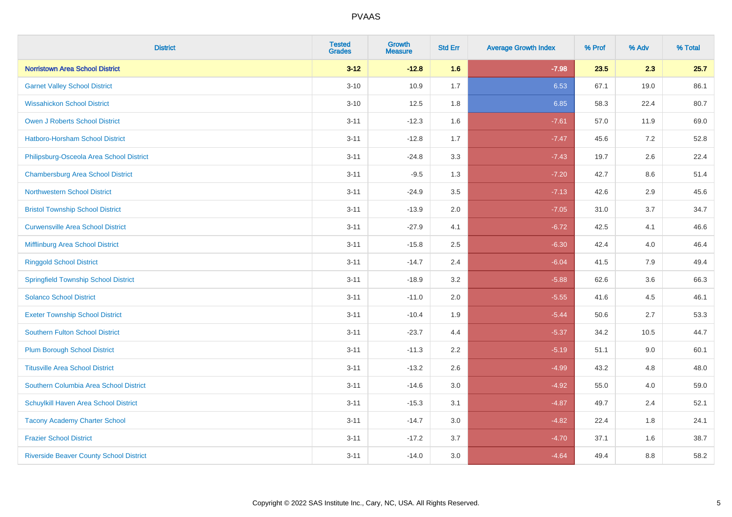| District | Tested Grades | Growth Measure | Std Err | Average Growth Index | % Prof | % Adv | % Total |
|---|---|---|---|---|---|---|---|
| **Norristown Area School District** | **3-12** | **-12.8** | **1.6** | **-7.98** | **23.5** | **2.3** | **25.7** |
| Garnet Valley School District | 3-10 | 10.9 | 1.7 | 6.53 | 67.1 | 19.0 | 86.1 |
| Wissahickon School District | 3-10 | 12.5 | 1.8 | 6.85 | 58.3 | 22.4 | 80.7 |
| Owen J Roberts School District | 3-11 | -12.3 | 1.6 | -7.61 | 57.0 | 11.9 | 69.0 |
| Hatboro-Horsham School District | 3-11 | -12.8 | 1.7 | -7.47 | 45.6 | 7.2 | 52.8 |
| Philipsburg-Osceola Area School District | 3-11 | -24.8 | 3.3 | -7.43 | 19.7 | 2.6 | 22.4 |
| Chambersburg Area School District | 3-11 | -9.5 | 1.3 | -7.20 | 42.7 | 8.6 | 51.4 |
| Northwestern School District | 3-11 | -24.9 | 3.5 | -7.13 | 42.6 | 2.9 | 45.6 |
| Bristol Township School District | 3-11 | -13.9 | 2.0 | -7.05 | 31.0 | 3.7 | 34.7 |
| Curwensville Area School District | 3-11 | -27.9 | 4.1 | -6.72 | 42.5 | 4.1 | 46.6 |
| Mifflinburg Area School District | 3-11 | -15.8 | 2.5 | -6.30 | 42.4 | 4.0 | 46.4 |
| Ringgold School District | 3-11 | -14.7 | 2.4 | -6.04 | 41.5 | 7.9 | 49.4 |
| Springfield Township School District | 3-11 | -18.9 | 3.2 | -5.88 | 62.6 | 3.6 | 66.3 |
| Solanco School District | 3-11 | -11.0 | 2.0 | -5.55 | 41.6 | 4.5 | 46.1 |
| Exeter Township School District | 3-11 | -10.4 | 1.9 | -5.44 | 50.6 | 2.7 | 53.3 |
| Southern Fulton School District | 3-11 | -23.7 | 4.4 | -5.37 | 34.2 | 10.5 | 44.7 |
| Plum Borough School District | 3-11 | -11.3 | 2.2 | -5.19 | 51.1 | 9.0 | 60.1 |
| Titusville Area School District | 3-11 | -13.2 | 2.6 | -4.99 | 43.2 | 4.8 | 48.0 |
| Southern Columbia Area School District | 3-11 | -14.6 | 3.0 | -4.92 | 55.0 | 4.0 | 59.0 |
| Schuylkill Haven Area School District | 3-11 | -15.3 | 3.1 | -4.87 | 49.7 | 2.4 | 52.1 |
| Tacony Academy Charter School | 3-11 | -14.7 | 3.0 | -4.82 | 22.4 | 1.8 | 24.1 |
| Frazier School District | 3-11 | -17.2 | 3.7 | -4.70 | 37.1 | 1.6 | 38.7 |
| Riverside Beaver County School District | 3-11 | -14.0 | 3.0 | -4.64 | 49.4 | 8.8 | 58.2 |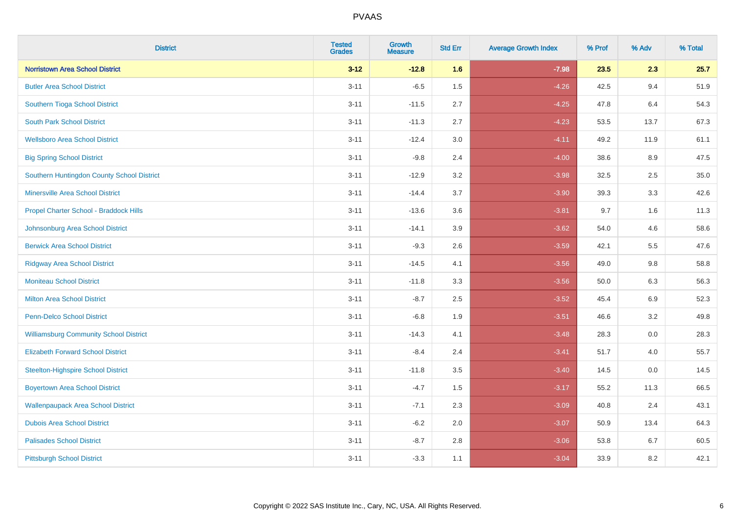# PVAAS

| District | Tested Grades | Growth Measure | Std Err | Average Growth Index | % Prof | % Adv | % Total |
|---|---|---|---|---|---|---|---|
| **Norristown Area School District** | **3-12** | **-12.8** | **1.6** | **-7.98** | **23.5** | **2.3** | **25.7** |
| Butler Area School District | 3-11 | -6.5 | 1.5 | -4.26 | 42.5 | 9.4 | 51.9 |
| Southern Tioga School District | 3-11 | -11.5 | 2.7 | -4.25 | 47.8 | 6.4 | 54.3 |
| South Park School District | 3-11 | -11.3 | 2.7 | -4.23 | 53.5 | 13.7 | 67.3 |
| Wellsboro Area School District | 3-11 | -12.4 | 3.0 | -4.11 | 49.2 | 11.9 | 61.1 |
| Big Spring School District | 3-11 | -9.8 | 2.4 | -4.00 | 38.6 | 8.9 | 47.5 |
| Southern Huntingdon County School District | 3-11 | -12.9 | 3.2 | -3.98 | 32.5 | 2.5 | 35.0 |
| Minersville Area School District | 3-11 | -14.4 | 3.7 | -3.90 | 39.3 | 3.3 | 42.6 |
| Propel Charter School - Braddock Hills | 3-11 | -13.6 | 3.6 | -3.81 | 9.7 | 1.6 | 11.3 |
| Johnsonburg Area School District | 3-11 | -14.1 | 3.9 | -3.62 | 54.0 | 4.6 | 58.6 |
| Berwick Area School District | 3-11 | -9.3 | 2.6 | -3.59 | 42.1 | 5.5 | 47.6 |
| Ridgway Area School District | 3-11 | -14.5 | 4.1 | -3.56 | 49.0 | 9.8 | 58.8 |
| Moniteau School District | 3-11 | -11.8 | 3.3 | -3.56 | 50.0 | 6.3 | 56.3 |
| Milton Area School District | 3-11 | -8.7 | 2.5 | -3.52 | 45.4 | 6.9 | 52.3 |
| Penn-Delco School District | 3-11 | -6.8 | 1.9 | -3.51 | 46.6 | 3.2 | 49.8 |
| Williamsburg Community School District | 3-11 | -14.3 | 4.1 | -3.48 | 28.3 | 0.0 | 28.3 |
| Elizabeth Forward School District | 3-11 | -8.4 | 2.4 | -3.41 | 51.7 | 4.0 | 55.7 |
| Steelton-Highspire School District | 3-11 | -11.8 | 3.5 | -3.40 | 14.5 | 0.0 | 14.5 |
| Boyertown Area School District | 3-11 | -4.7 | 1.5 | -3.17 | 55.2 | 11.3 | 66.5 |
| Wallenpaupack Area School District | 3-11 | -7.1 | 2.3 | -3.09 | 40.8 | 2.4 | 43.1 |
| Dubois Area School District | 3-11 | -6.2 | 2.0 | -3.07 | 50.9 | 13.4 | 64.3 |
| Palisades School District | 3-11 | -8.7 | 2.8 | -3.06 | 53.8 | 6.7 | 60.5 |
| Pittsburgh School District | 3-11 | -3.3 | 1.1 | -3.04 | 33.9 | 8.2 | 42.1 |

Copyright © 2022 SAS Institute Inc., Cary, NC, USA. All Rights Reserved.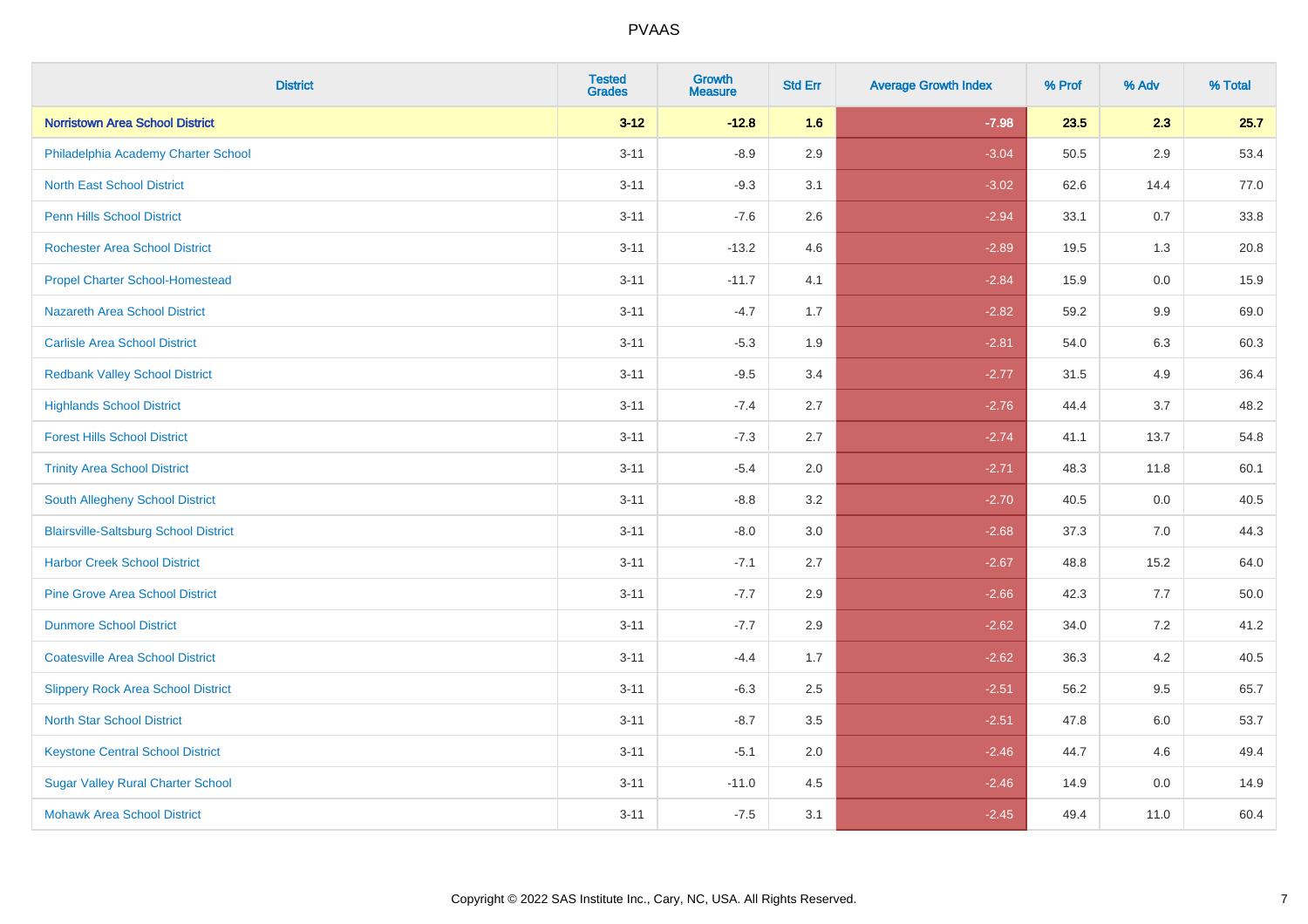# PVAAS

| District | Tested Grades | Growth Measure | Std Err | Average Growth Index | % Prof | % Adv | % Total |
|---|---|---|---|---|---|---|---|
| **Norristown Area School District** | **3-12** | **-12.8** | **1.6** | **-7.98** | **23.5** | **2.3** | **25.7** |
| Philadelphia Academy Charter School | 3-11 | -8.9 | 2.9 | -3.04 | 50.5 | 2.9 | 53.4 |
| North East School District | 3-11 | -9.3 | 3.1 | -3.02 | 62.6 | 14.4 | 77.0 |
| Penn Hills School District | 3-11 | -7.6 | 2.6 | -2.94 | 33.1 | 0.7 | 33.8 |
| Rochester Area School District | 3-11 | -13.2 | 4.6 | -2.89 | 19.5 | 1.3 | 20.8 |
| Propel Charter School-Homestead | 3-11 | -11.7 | 4.1 | -2.84 | 15.9 | 0.0 | 15.9 |
| Nazareth Area School District | 3-11 | -4.7 | 1.7 | -2.82 | 59.2 | 9.9 | 69.0 |
| Carlisle Area School District | 3-11 | -5.3 | 1.9 | -2.81 | 54.0 | 6.3 | 60.3 |
| Redbank Valley School District | 3-11 | -9.5 | 3.4 | -2.77 | 31.5 | 4.9 | 36.4 |
| Highlands School District | 3-11 | -7.4 | 2.7 | -2.76 | 44.4 | 3.7 | 48.2 |
| Forest Hills School District | 3-11 | -7.3 | 2.7 | -2.74 | 41.1 | 13.7 | 54.8 |
| Trinity Area School District | 3-11 | -5.4 | 2.0 | -2.71 | 48.3 | 11.8 | 60.1 |
| South Allegheny School District | 3-11 | -8.8 | 3.2 | -2.70 | 40.5 | 0.0 | 40.5 |
| Blairsville-Saltsburg School District | 3-11 | -8.0 | 3.0 | -2.68 | 37.3 | 7.0 | 44.3 |
| Harbor Creek School District | 3-11 | -7.1 | 2.7 | -2.67 | 48.8 | 15.2 | 64.0 |
| Pine Grove Area School District | 3-11 | -7.7 | 2.9 | -2.66 | 42.3 | 7.7 | 50.0 |
| Dunmore School District | 3-11 | -7.7 | 2.9 | -2.62 | 34.0 | 7.2 | 41.2 |
| Coatesville Area School District | 3-11 | -4.4 | 1.7 | -2.62 | 36.3 | 4.2 | 40.5 |
| Slippery Rock Area School District | 3-11 | -6.3 | 2.5 | -2.51 | 56.2 | 9.5 | 65.7 |
| North Star School District | 3-11 | -8.7 | 3.5 | -2.51 | 47.8 | 6.0 | 53.7 |
| Keystone Central School District | 3-11 | -5.1 | 2.0 | -2.46 | 44.7 | 4.6 | 49.4 |
| Sugar Valley Rural Charter School | 3-11 | -11.0 | 4.5 | -2.46 | 14.9 | 0.0 | 14.9 |
| Mohawk Area School District | 3-11 | -7.5 | 3.1 | -2.45 | 49.4 | 11.0 | 60.4 |

Copyright © 2022 SAS Institute Inc., Cary, NC, USA. All Rights Reserved.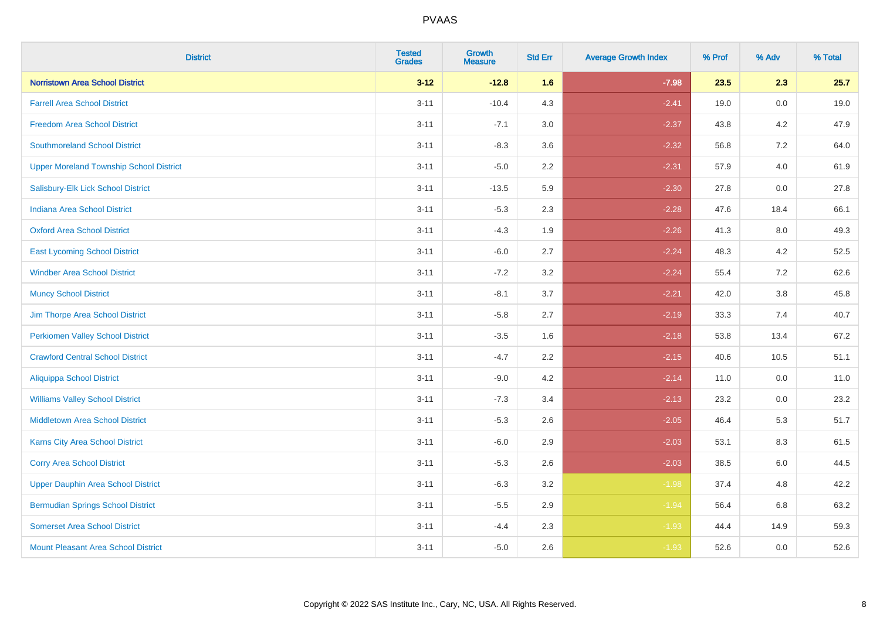| District | Tested Grades | Growth Measure | Std Err | Average Growth Index | % Prof | % Adv | % Total |
|---|---|---|---|---|---|---|---|
| **Norristown Area School District** | **3-12** | **-12.8** | **1.6** | **-7.98** | **23.5** | **2.3** | **25.7** |
| Farrell Area School District | 3-11 | -10.4 | 4.3 | -2.41 | 19.0 | 0.0 | 19.0 |
| Freedom Area School District | 3-11 | -7.1 | 3.0 | -2.37 | 43.8 | 4.2 | 47.9 |
| Southmoreland School District | 3-11 | -8.3 | 3.6 | -2.32 | 56.8 | 7.2 | 64.0 |
| Upper Moreland Township School District | 3-11 | -5.0 | 2.2 | -2.31 | 57.9 | 4.0 | 61.9 |
| Salisbury-Elk Lick School District | 3-11 | -13.5 | 5.9 | -2.30 | 27.8 | 0.0 | 27.8 |
| Indiana Area School District | 3-11 | -5.3 | 2.3 | -2.28 | 47.6 | 18.4 | 66.1 |
| Oxford Area School District | 3-11 | -4.3 | 1.9 | -2.26 | 41.3 | 8.0 | 49.3 |
| East Lycoming School District | 3-11 | -6.0 | 2.7 | -2.24 | 48.3 | 4.2 | 52.5 |
| Windber Area School District | 3-11 | -7.2 | 3.2 | -2.24 | 55.4 | 7.2 | 62.6 |
| Muncy School District | 3-11 | -8.1 | 3.7 | -2.21 | 42.0 | 3.8 | 45.8 |
| Jim Thorpe Area School District | 3-11 | -5.8 | 2.7 | -2.19 | 33.3 | 7.4 | 40.7 |
| Perkiomen Valley School District | 3-11 | -3.5 | 1.6 | -2.18 | 53.8 | 13.4 | 67.2 |
| Crawford Central School District | 3-11 | -4.7 | 2.2 | -2.15 | 40.6 | 10.5 | 51.1 |
| Aliquippa School District | 3-11 | -9.0 | 4.2 | -2.14 | 11.0 | 0.0 | 11.0 |
| Williams Valley School District | 3-11 | -7.3 | 3.4 | -2.13 | 23.2 | 0.0 | 23.2 |
| Middletown Area School District | 3-11 | -5.3 | 2.6 | -2.05 | 46.4 | 5.3 | 51.7 |
| Karns City Area School District | 3-11 | -6.0 | 2.9 | -2.03 | 53.1 | 8.3 | 61.5 |
| Corry Area School District | 3-11 | -5.3 | 2.6 | -2.03 | 38.5 | 6.0 | 44.5 |
| Upper Dauphin Area School District | 3-11 | -6.3 | 3.2 | -1.98 | 37.4 | 4.8 | 42.2 |
| Bermudian Springs School District | 3-11 | -5.5 | 2.9 | -1.94 | 56.4 | 6.8 | 63.2 |
| Somerset Area School District | 3-11 | -4.4 | 2.3 | -1.93 | 44.4 | 14.9 | 59.3 |
| Mount Pleasant Area School District | 3-11 | -5.0 | 2.6 | -1.93 | 52.6 | 0.0 | 52.6 |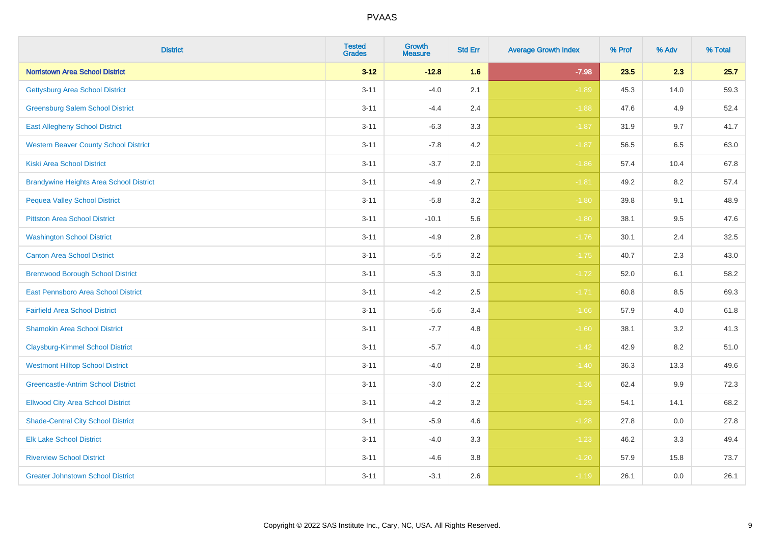# PVAAS

| District | Tested Grades | Growth Measure | Std Err | Average Growth Index | % Prof | % Adv | % Total |
|---|---|---|---|---|---|---|---|
| **Norristown Area School District** | **3-12** | **-12.8** | **1.6** | **-7.98** | **23.5** | **2.3** | **25.7** |
| Gettysburg Area School District | 3-11 | -4.0 | 2.1 | -1.89 | 45.3 | 14.0 | 59.3 |
| Greensburg Salem School District | 3-11 | -4.4 | 2.4 | -1.88 | 47.6 | 4.9 | 52.4 |
| East Allegheny School District | 3-11 | -6.3 | 3.3 | -1.87 | 31.9 | 9.7 | 41.7 |
| Western Beaver County School District | 3-11 | -7.8 | 4.2 | -1.87 | 56.5 | 6.5 | 63.0 |
| Kiski Area School District | 3-11 | -3.7 | 2.0 | -1.86 | 57.4 | 10.4 | 67.8 |
| Brandywine Heights Area School District | 3-11 | -4.9 | 2.7 | -1.81 | 49.2 | 8.2 | 57.4 |
| Pequea Valley School District | 3-11 | -5.8 | 3.2 | -1.80 | 39.8 | 9.1 | 48.9 |
| Pittston Area School District | 3-11 | -10.1 | 5.6 | -1.80 | 38.1 | 9.5 | 47.6 |
| Washington School District | 3-11 | -4.9 | 2.8 | -1.76 | 30.1 | 2.4 | 32.5 |
| Canton Area School District | 3-11 | -5.5 | 3.2 | -1.75 | 40.7 | 2.3 | 43.0 |
| Brentwood Borough School District | 3-11 | -5.3 | 3.0 | -1.72 | 52.0 | 6.1 | 58.2 |
| East Pennsboro Area School District | 3-11 | -4.2 | 2.5 | -1.71 | 60.8 | 8.5 | 69.3 |
| Fairfield Area School District | 3-11 | -5.6 | 3.4 | -1.66 | 57.9 | 4.0 | 61.8 |
| Shamokin Area School District | 3-11 | -7.7 | 4.8 | -1.60 | 38.1 | 3.2 | 41.3 |
| Claysburg-Kimmel School District | 3-11 | -5.7 | 4.0 | -1.42 | 42.9 | 8.2 | 51.0 |
| Westmont Hilltop School District | 3-11 | -4.0 | 2.8 | -1.40 | 36.3 | 13.3 | 49.6 |
| Greencastle-Antrim School District | 3-11 | -3.0 | 2.2 | -1.36 | 62.4 | 9.9 | 72.3 |
| Ellwood City Area School District | 3-11 | -4.2 | 3.2 | -1.29 | 54.1 | 14.1 | 68.2 |
| Shade-Central City School District | 3-11 | -5.9 | 4.6 | -1.28 | 27.8 | 0.0 | 27.8 |
| Elk Lake School District | 3-11 | -4.0 | 3.3 | -1.23 | 46.2 | 3.3 | 49.4 |
| Riverview School District | 3-11 | -4.6 | 3.8 | -1.20 | 57.9 | 15.8 | 73.7 |
| Greater Johnstown School District | 3-11 | -3.1 | 2.6 | -1.19 | 26.1 | 0.0 | 26.1 |

Copyright © 2022 SAS Institute Inc., Cary, NC, USA. All Rights Reserved.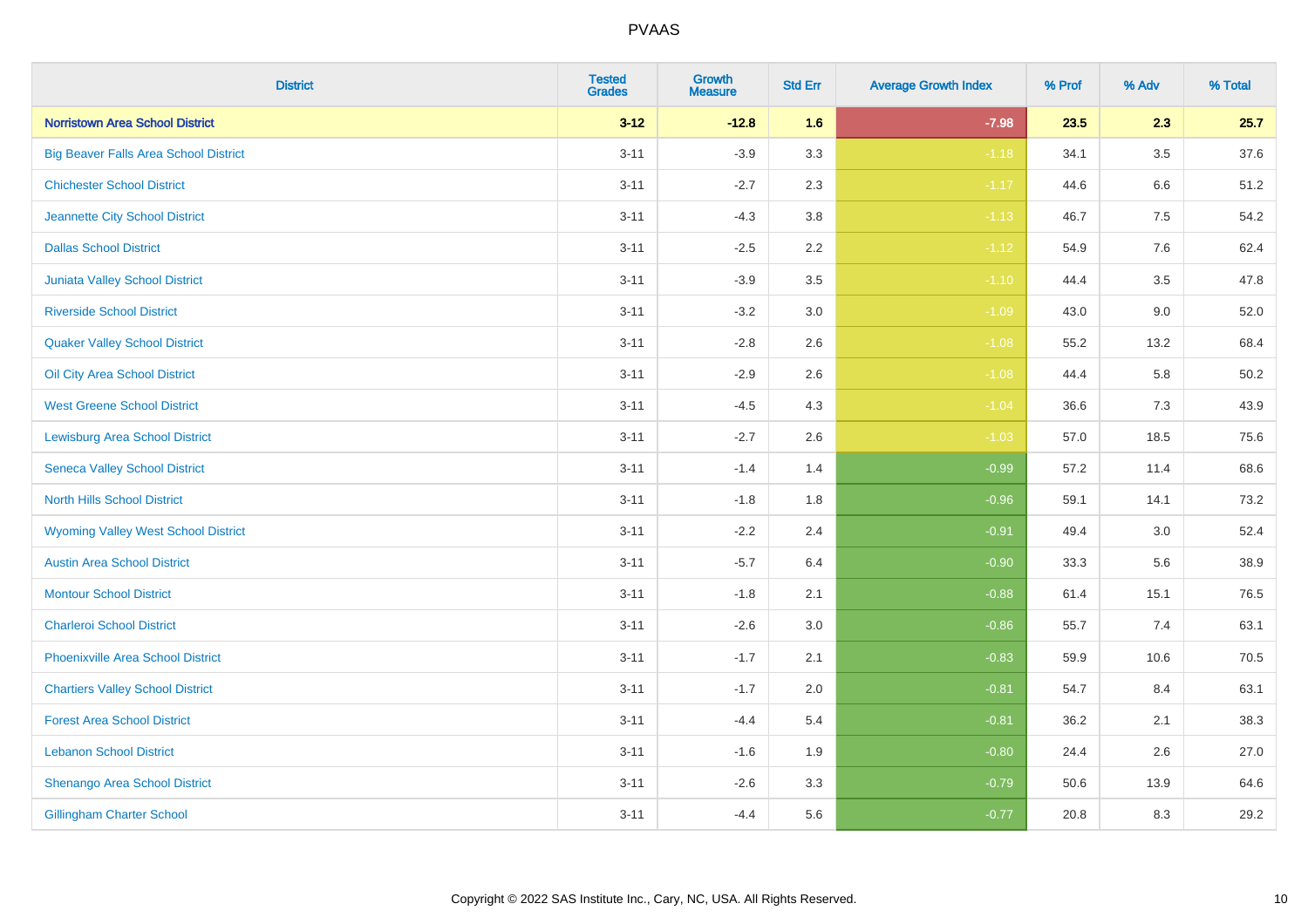| District | Tested Grades | Growth Measure | Std Err | Average Growth Index | % Prof | % Adv | % Total |
|---|---|---|---|---|---|---|---|
| **Norristown Area School District** | **3-12** | **-12.8** | **1.6** | **-7.98** | **23.5** | **2.3** | **25.7** |
| Big Beaver Falls Area School District | 3-11 | -3.9 | 3.3 | -1.18 | 34.1 | 3.5 | 37.6 |
| Chichester School District | 3-11 | -2.7 | 2.3 | -1.17 | 44.6 | 6.6 | 51.2 |
| Jeannette City School District | 3-11 | -4.3 | 3.8 | -1.13 | 46.7 | 7.5 | 54.2 |
| Dallas School District | 3-11 | -2.5 | 2.2 | -1.12 | 54.9 | 7.6 | 62.4 |
| Juniata Valley School District | 3-11 | -3.9 | 3.5 | -1.10 | 44.4 | 3.5 | 47.8 |
| Riverside School District | 3-11 | -3.2 | 3.0 | -1.09 | 43.0 | 9.0 | 52.0 |
| Quaker Valley School District | 3-11 | -2.8 | 2.6 | -1.08 | 55.2 | 13.2 | 68.4 |
| Oil City Area School District | 3-11 | -2.9 | 2.6 | -1.08 | 44.4 | 5.8 | 50.2 |
| West Greene School District | 3-11 | -4.5 | 4.3 | -1.04 | 36.6 | 7.3 | 43.9 |
| Lewisburg Area School District | 3-11 | -2.7 | 2.6 | -1.03 | 57.0 | 18.5 | 75.6 |
| Seneca Valley School District | 3-11 | -1.4 | 1.4 | -0.99 | 57.2 | 11.4 | 68.6 |
| North Hills School District | 3-11 | -1.8 | 1.8 | -0.96 | 59.1 | 14.1 | 73.2 |
| Wyoming Valley West School District | 3-11 | -2.2 | 2.4 | -0.91 | 49.4 | 3.0 | 52.4 |
| Austin Area School District | 3-11 | -5.7 | 6.4 | -0.90 | 33.3 | 5.6 | 38.9 |
| Montour School District | 3-11 | -1.8 | 2.1 | -0.88 | 61.4 | 15.1 | 76.5 |
| Charleroi School District | 3-11 | -2.6 | 3.0 | -0.86 | 55.7 | 7.4 | 63.1 |
| Phoenixville Area School District | 3-11 | -1.7 | 2.1 | -0.83 | 59.9 | 10.6 | 70.5 |
| Chartiers Valley School District | 3-11 | -1.7 | 2.0 | -0.81 | 54.7 | 8.4 | 63.1 |
| Forest Area School District | 3-11 | -4.4 | 5.4 | -0.81 | 36.2 | 2.1 | 38.3 |
| Lebanon School District | 3-11 | -1.6 | 1.9 | -0.80 | 24.4 | 2.6 | 27.0 |
| Shenango Area School District | 3-11 | -2.6 | 3.3 | -0.79 | 50.6 | 13.9 | 64.6 |
| Gillingham Charter School | 3-11 | -4.4 | 5.6 | -0.77 | 20.8 | 8.3 | 29.2 |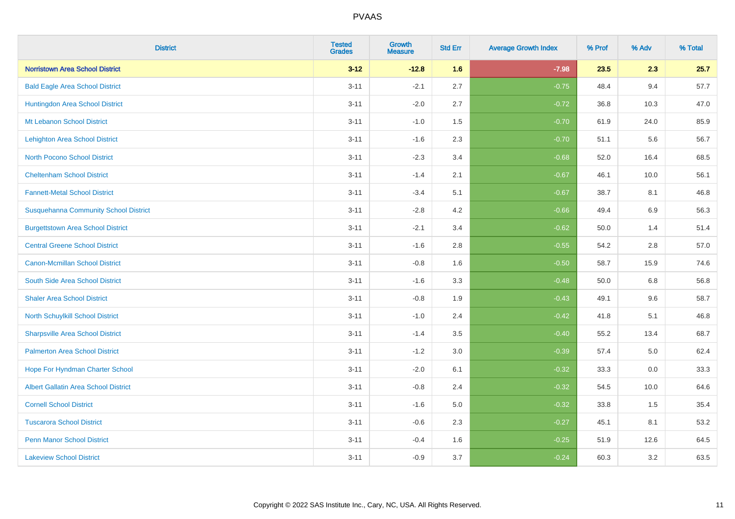| District | Tested Grades | Growth Measure | Std Err | Average Growth Index | % Prof | % Adv | % Total |
|---|---|---|---|---|---|---|---|
| **Norristown Area School District** | **3-12** | **-12.8** | **1.6** | **-7.98** | **23.5** | **2.3** | **25.7** |
| Bald Eagle Area School District | 3-11 | -2.1 | 2.7 | -0.75 | 48.4 | 9.4 | 57.7 |
| Huntingdon Area School District | 3-11 | -2.0 | 2.7 | -0.72 | 36.8 | 10.3 | 47.0 |
| Mt Lebanon School District | 3-11 | -1.0 | 1.5 | -0.70 | 61.9 | 24.0 | 85.9 |
| Lehighton Area School District | 3-11 | -1.6 | 2.3 | -0.70 | 51.1 | 5.6 | 56.7 |
| North Pocono School District | 3-11 | -2.3 | 3.4 | -0.68 | 52.0 | 16.4 | 68.5 |
| Cheltenham School District | 3-11 | -1.4 | 2.1 | -0.67 | 46.1 | 10.0 | 56.1 |
| Fannett-Metal School District | 3-11 | -3.4 | 5.1 | -0.67 | 38.7 | 8.1 | 46.8 |
| Susquehanna Community School District | 3-11 | -2.8 | 4.2 | -0.66 | 49.4 | 6.9 | 56.3 |
| Burgettstown Area School District | 3-11 | -2.1 | 3.4 | -0.62 | 50.0 | 1.4 | 51.4 |
| Central Greene School District | 3-11 | -1.6 | 2.8 | -0.55 | 54.2 | 2.8 | 57.0 |
| Canon-Mcmillan School District | 3-11 | -0.8 | 1.6 | -0.50 | 58.7 | 15.9 | 74.6 |
| South Side Area School District | 3-11 | -1.6 | 3.3 | -0.48 | 50.0 | 6.8 | 56.8 |
| Shaler Area School District | 3-11 | -0.8 | 1.9 | -0.43 | 49.1 | 9.6 | 58.7 |
| North Schuylkill School District | 3-11 | -1.0 | 2.4 | -0.42 | 41.8 | 5.1 | 46.8 |
| Sharpsville Area School District | 3-11 | -1.4 | 3.5 | -0.40 | 55.2 | 13.4 | 68.7 |
| Palmerton Area School District | 3-11 | -1.2 | 3.0 | -0.39 | 57.4 | 5.0 | 62.4 |
| Hope For Hyndman Charter School | 3-11 | -2.0 | 6.1 | -0.32 | 33.3 | 0.0 | 33.3 |
| Albert Gallatin Area School District | 3-11 | -0.8 | 2.4 | -0.32 | 54.5 | 10.0 | 64.6 |
| Cornell School District | 3-11 | -1.6 | 5.0 | -0.32 | 33.8 | 1.5 | 35.4 |
| Tuscarora School District | 3-11 | -0.6 | 2.3 | -0.27 | 45.1 | 8.1 | 53.2 |
| Penn Manor School District | 3-11 | -0.4 | 1.6 | -0.25 | 51.9 | 12.6 | 64.5 |
| Lakeview School District | 3-11 | -0.9 | 3.7 | -0.24 | 60.3 | 3.2 | 63.5 |

Copyright © 2022 SAS Institute Inc., Cary, NC, USA. All Rights Reserved.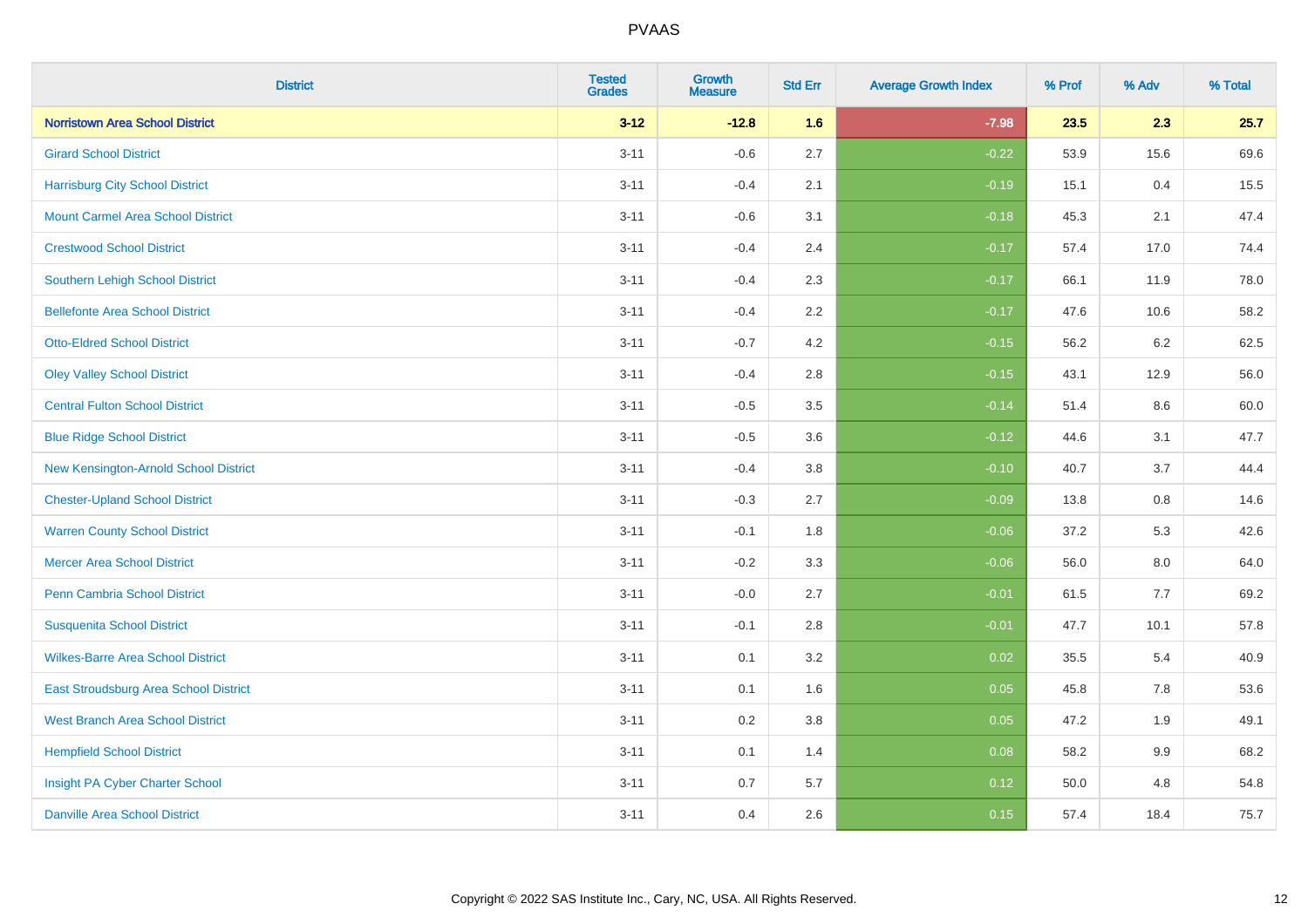PVAAS

| District | Tested Grades | Growth Measure | Std Err | Average Growth Index | % Prof | % Adv | % Total |
|---|---|---|---|---|---|---|---|
| **Norristown Area School District** | **3-12** | **-12.8** | **1.6** | **-7.98** | **23.5** | **2.3** | **25.7** |
| Girard School District | 3-11 | -0.6 | 2.7 | -0.22 | 53.9 | 15.6 | 69.6 |
| Harrisburg City School District | 3-11 | -0.4 | 2.1 | -0.19 | 15.1 | 0.4 | 15.5 |
| Mount Carmel Area School District | 3-11 | -0.6 | 3.1 | -0.18 | 45.3 | 2.1 | 47.4 |
| Crestwood School District | 3-11 | -0.4 | 2.4 | -0.17 | 57.4 | 17.0 | 74.4 |
| Southern Lehigh School District | 3-11 | -0.4 | 2.3 | -0.17 | 66.1 | 11.9 | 78.0 |
| Bellefonte Area School District | 3-11 | -0.4 | 2.2 | -0.17 | 47.6 | 10.6 | 58.2 |
| Otto-Eldred School District | 3-11 | -0.7 | 4.2 | -0.15 | 56.2 | 6.2 | 62.5 |
| Oley Valley School District | 3-11 | -0.4 | 2.8 | -0.15 | 43.1 | 12.9 | 56.0 |
| Central Fulton School District | 3-11 | -0.5 | 3.5 | -0.14 | 51.4 | 8.6 | 60.0 |
| Blue Ridge School District | 3-11 | -0.5 | 3.6 | -0.12 | 44.6 | 3.1 | 47.7 |
| New Kensington-Arnold School District | 3-11 | -0.4 | 3.8 | -0.10 | 40.7 | 3.7 | 44.4 |
| Chester-Upland School District | 3-11 | -0.3 | 2.7 | -0.09 | 13.8 | 0.8 | 14.6 |
| Warren County School District | 3-11 | -0.1 | 1.8 | -0.06 | 37.2 | 5.3 | 42.6 |
| Mercer Area School District | 3-11 | -0.2 | 3.3 | -0.06 | 56.0 | 8.0 | 64.0 |
| Penn Cambria School District | 3-11 | -0.0 | 2.7 | -0.01 | 61.5 | 7.7 | 69.2 |
| Susquenita School District | 3-11 | -0.1 | 2.8 | -0.01 | 47.7 | 10.1 | 57.8 |
| Wilkes-Barre Area School District | 3-11 | 0.1 | 3.2 | 0.02 | 35.5 | 5.4 | 40.9 |
| East Stroudsburg Area School District | 3-11 | 0.1 | 1.6 | 0.05 | 45.8 | 7.8 | 53.6 |
| West Branch Area School District | 3-11 | 0.2 | 3.8 | 0.05 | 47.2 | 1.9 | 49.1 |
| Hempfield School District | 3-11 | 0.1 | 1.4 | 0.08 | 58.2 | 9.9 | 68.2 |
| Insight PA Cyber Charter School | 3-11 | 0.7 | 5.7 | 0.12 | 50.0 | 4.8 | 54.8 |
| Danville Area School District | 3-11 | 0.4 | 2.6 | 0.15 | 57.4 | 18.4 | 75.7 |

Copyright © 2022 SAS Institute Inc., Cary, NC, USA. All Rights Reserved.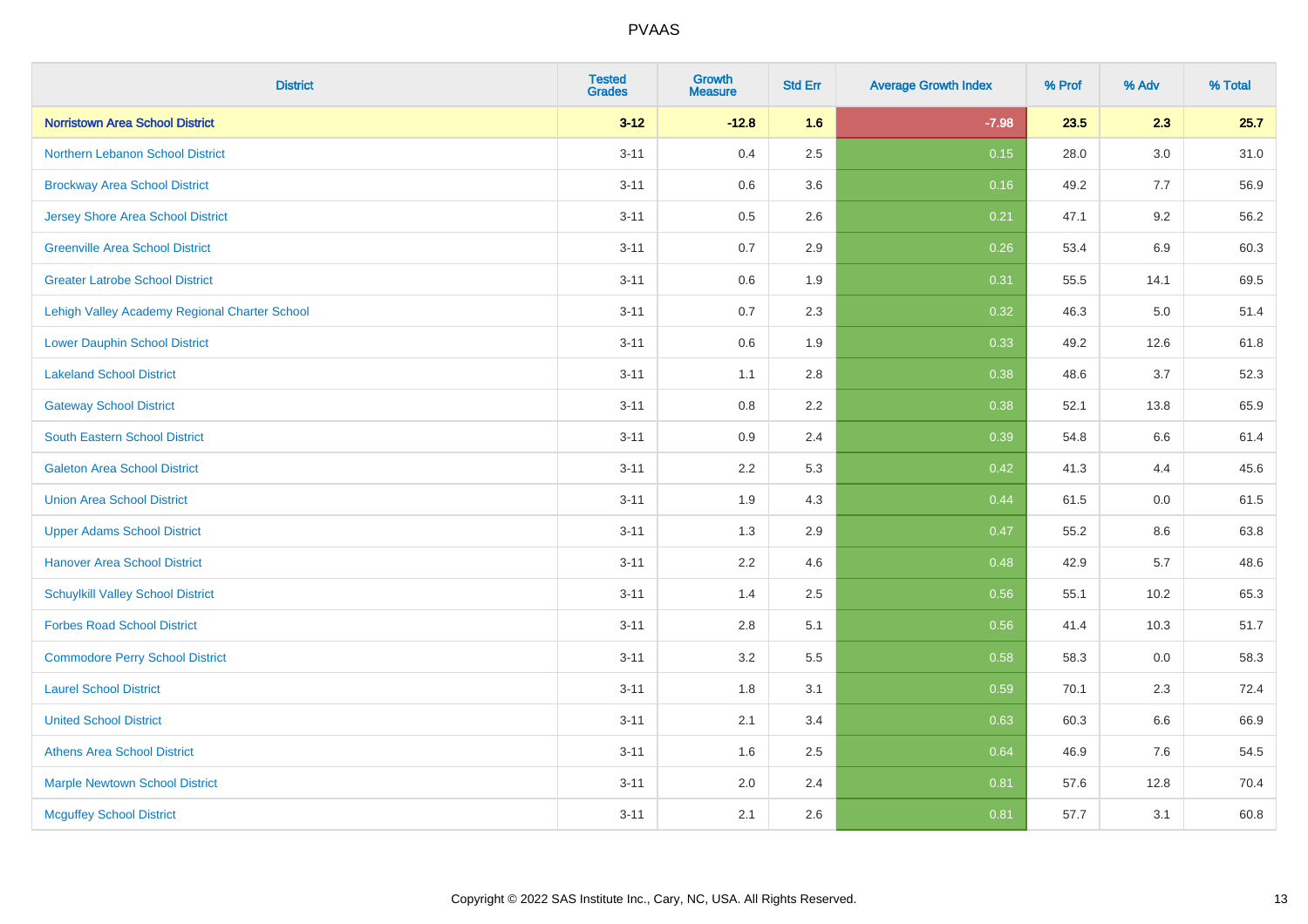# PVAAS

| District | Tested Grades | Growth Measure | Std Err | Average Growth Index | % Prof | % Adv | % Total |
|---|---|---|---|---|---|---|---|
| **Norristown Area School District** | **3-12** | **-12.8** | **1.6** | **-7.98** | **23.5** | **2.3** | **25.7** |
| Northern Lebanon School District | 3-11 | 0.4 | 2.5 | 0.15 | 28.0 | 3.0 | 31.0 |
| Brockway Area School District | 3-11 | 0.6 | 3.6 | 0.16 | 49.2 | 7.7 | 56.9 |
| Jersey Shore Area School District | 3-11 | 0.5 | 2.6 | 0.21 | 47.1 | 9.2 | 56.2 |
| Greenville Area School District | 3-11 | 0.7 | 2.9 | 0.26 | 53.4 | 6.9 | 60.3 |
| Greater Latrobe School District | 3-11 | 0.6 | 1.9 | 0.31 | 55.5 | 14.1 | 69.5 |
| Lehigh Valley Academy Regional Charter School | 3-11 | 0.7 | 2.3 | 0.32 | 46.3 | 5.0 | 51.4 |
| Lower Dauphin School District | 3-11 | 0.6 | 1.9 | 0.33 | 49.2 | 12.6 | 61.8 |
| Lakeland School District | 3-11 | 1.1 | 2.8 | 0.38 | 48.6 | 3.7 | 52.3 |
| Gateway School District | 3-11 | 0.8 | 2.2 | 0.38 | 52.1 | 13.8 | 65.9 |
| South Eastern School District | 3-11 | 0.9 | 2.4 | 0.39 | 54.8 | 6.6 | 61.4 |
| Galeton Area School District | 3-11 | 2.2 | 5.3 | 0.42 | 41.3 | 4.4 | 45.6 |
| Union Area School District | 3-11 | 1.9 | 4.3 | 0.44 | 61.5 | 0.0 | 61.5 |
| Upper Adams School District | 3-11 | 1.3 | 2.9 | 0.47 | 55.2 | 8.6 | 63.8 |
| Hanover Area School District | 3-11 | 2.2 | 4.6 | 0.48 | 42.9 | 5.7 | 48.6 |
| Schuylkill Valley School District | 3-11 | 1.4 | 2.5 | 0.56 | 55.1 | 10.2 | 65.3 |
| Forbes Road School District | 3-11 | 2.8 | 5.1 | 0.56 | 41.4 | 10.3 | 51.7 |
| Commodore Perry School District | 3-11 | 3.2 | 5.5 | 0.58 | 58.3 | 0.0 | 58.3 |
| Laurel School District | 3-11 | 1.8 | 3.1 | 0.59 | 70.1 | 2.3 | 72.4 |
| United School District | 3-11 | 2.1 | 3.4 | 0.63 | 60.3 | 6.6 | 66.9 |
| Athens Area School District | 3-11 | 1.6 | 2.5 | 0.64 | 46.9 | 7.6 | 54.5 |
| Marple Newtown School District | 3-11 | 2.0 | 2.4 | 0.81 | 57.6 | 12.8 | 70.4 |
| Mcguffey School District | 3-11 | 2.1 | 2.6 | 0.81 | 57.7 | 3.1 | 60.8 |

Copyright © 2022 SAS Institute Inc., Cary, NC, USA. All Rights Reserved.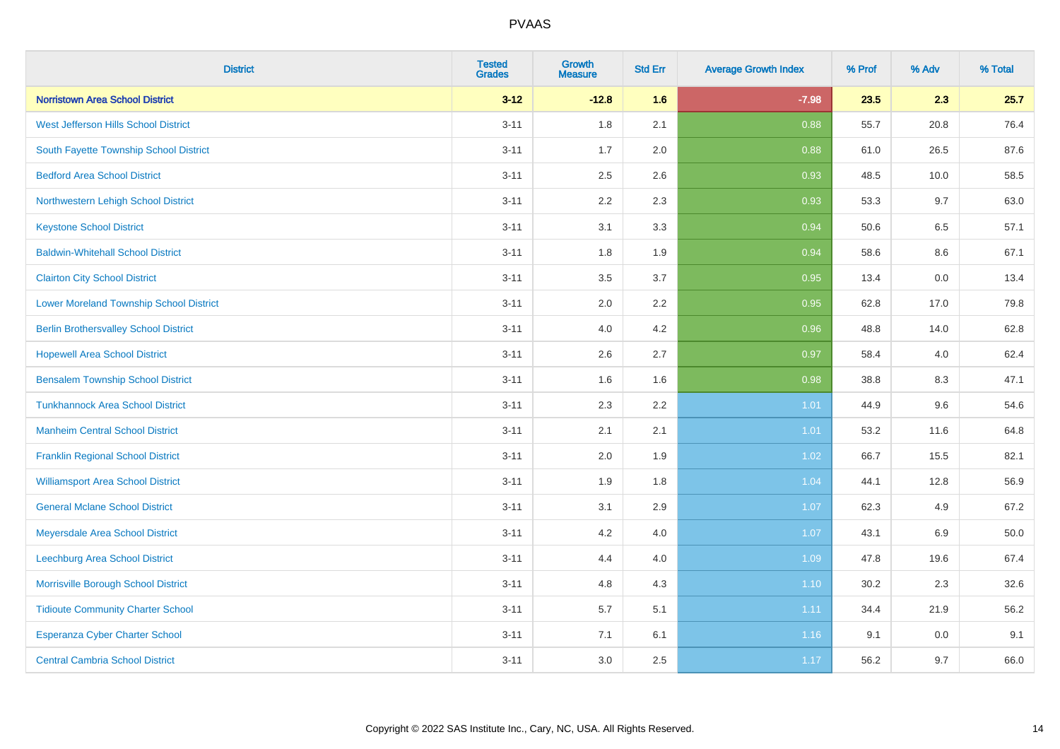# PVAAS

| District | Tested Grades | Growth Measure | Std Err | Average Growth Index | % Prof | % Adv | % Total |
|---|---|---|---|---|---|---|---|
| **Norristown Area School District** | **3-12** | **-12.8** | **1.6** | **-7.98** | **23.5** | **2.3** | **25.7** |
| West Jefferson Hills School District | 3-11 | 1.8 | 2.1 | 0.88 | 55.7 | 20.8 | 76.4 |
| South Fayette Township School District | 3-11 | 1.7 | 2.0 | 0.88 | 61.0 | 26.5 | 87.6 |
| Bedford Area School District | 3-11 | 2.5 | 2.6 | 0.93 | 48.5 | 10.0 | 58.5 |
| Northwestern Lehigh School District | 3-11 | 2.2 | 2.3 | 0.93 | 53.3 | 9.7 | 63.0 |
| Keystone School District | 3-11 | 3.1 | 3.3 | 0.94 | 50.6 | 6.5 | 57.1 |
| Baldwin-Whitehall School District | 3-11 | 1.8 | 1.9 | 0.94 | 58.6 | 8.6 | 67.1 |
| Clairton City School District | 3-11 | 3.5 | 3.7 | 0.95 | 13.4 | 0.0 | 13.4 |
| Lower Moreland Township School District | 3-11 | 2.0 | 2.2 | 0.95 | 62.8 | 17.0 | 79.8 |
| Berlin Brothersvalley School District | 3-11 | 4.0 | 4.2 | 0.96 | 48.8 | 14.0 | 62.8 |
| Hopewell Area School District | 3-11 | 2.6 | 2.7 | 0.97 | 58.4 | 4.0 | 62.4 |
| Bensalem Township School District | 3-11 | 1.6 | 1.6 | 0.98 | 38.8 | 8.3 | 47.1 |
| Tunkhannock Area School District | 3-11 | 2.3 | 2.2 | 1.01 | 44.9 | 9.6 | 54.6 |
| Manheim Central School District | 3-11 | 2.1 | 2.1 | 1.01 | 53.2 | 11.6 | 64.8 |
| Franklin Regional School District | 3-11 | 2.0 | 1.9 | 1.02 | 66.7 | 15.5 | 82.1 |
| Williamsport Area School District | 3-11 | 1.9 | 1.8 | 1.04 | 44.1 | 12.8 | 56.9 |
| General Mclane School District | 3-11 | 3.1 | 2.9 | 1.07 | 62.3 | 4.9 | 67.2 |
| Meyersdale Area School District | 3-11 | 4.2 | 4.0 | 1.07 | 43.1 | 6.9 | 50.0 |
| Leechburg Area School District | 3-11 | 4.4 | 4.0 | 1.09 | 47.8 | 19.6 | 67.4 |
| Morrisville Borough School District | 3-11 | 4.8 | 4.3 | 1.10 | 30.2 | 2.3 | 32.6 |
| Tidioute Community Charter School | 3-11 | 5.7 | 5.1 | 1.11 | 34.4 | 21.9 | 56.2 |
| Esperanza Cyber Charter School | 3-11 | 7.1 | 6.1 | 1.16 | 9.1 | 0.0 | 9.1 |
| Central Cambria School District | 3-11 | 3.0 | 2.5 | 1.17 | 56.2 | 9.7 | 66.0 |

Copyright © 2022 SAS Institute Inc., Cary, NC, USA. All Rights Reserved.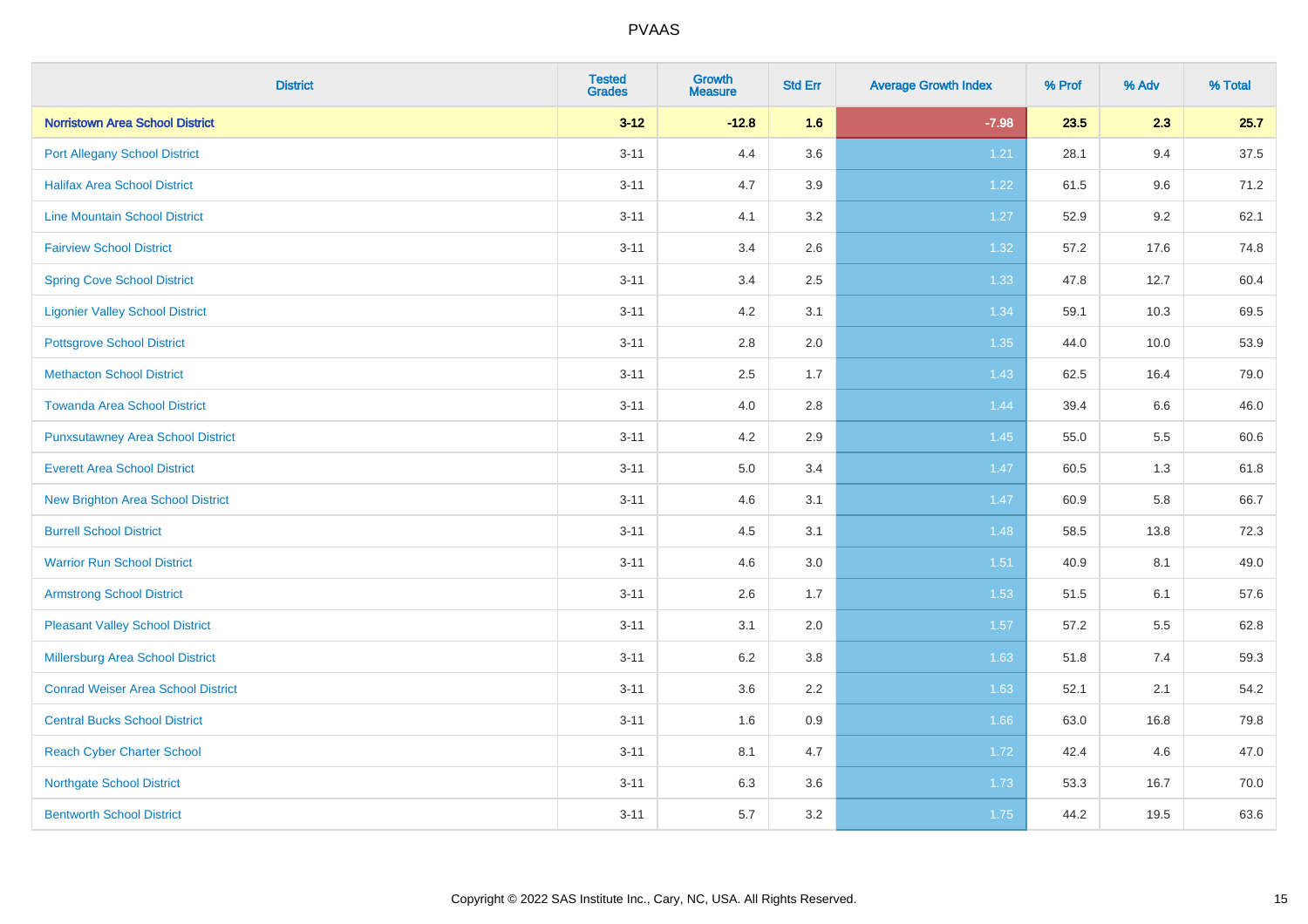# PVAAS

| District | Tested Grades | Growth Measure | Std Err | Average Growth Index | % Prof | % Adv | % Total |
|---|---|---|---|---|---|---|---|
| **Norristown Area School District** | **3-12** | **-12.8** | **1.6** | **-7.98** | **23.5** | **2.3** | **25.7** |
| Port Allegany School District | 3-11 | 4.4 | 3.6 | 1.21 | 28.1 | 9.4 | 37.5 |
| Halifax Area School District | 3-11 | 4.7 | 3.9 | 1.22 | 61.5 | 9.6 | 71.2 |
| Line Mountain School District | 3-11 | 4.1 | 3.2 | 1.27 | 52.9 | 9.2 | 62.1 |
| Fairview School District | 3-11 | 3.4 | 2.6 | 1.32 | 57.2 | 17.6 | 74.8 |
| Spring Cove School District | 3-11 | 3.4 | 2.5 | 1.33 | 47.8 | 12.7 | 60.4 |
| Ligonier Valley School District | 3-11 | 4.2 | 3.1 | 1.34 | 59.1 | 10.3 | 69.5 |
| Pottsgrove School District | 3-11 | 2.8 | 2.0 | 1.35 | 44.0 | 10.0 | 53.9 |
| Methacton School District | 3-11 | 2.5 | 1.7 | 1.43 | 62.5 | 16.4 | 79.0 |
| Towanda Area School District | 3-11 | 4.0 | 2.8 | 1.44 | 39.4 | 6.6 | 46.0 |
| Punxsutawney Area School District | 3-11 | 4.2 | 2.9 | 1.45 | 55.0 | 5.5 | 60.6 |
| Everett Area School District | 3-11 | 5.0 | 3.4 | 1.47 | 60.5 | 1.3 | 61.8 |
| New Brighton Area School District | 3-11 | 4.6 | 3.1 | 1.47 | 60.9 | 5.8 | 66.7 |
| Burrell School District | 3-11 | 4.5 | 3.1 | 1.48 | 58.5 | 13.8 | 72.3 |
| Warrior Run School District | 3-11 | 4.6 | 3.0 | 1.51 | 40.9 | 8.1 | 49.0 |
| Armstrong School District | 3-11 | 2.6 | 1.7 | 1.53 | 51.5 | 6.1 | 57.6 |
| Pleasant Valley School District | 3-11 | 3.1 | 2.0 | 1.57 | 57.2 | 5.5 | 62.8 |
| Millersburg Area School District | 3-11 | 6.2 | 3.8 | 1.63 | 51.8 | 7.4 | 59.3 |
| Conrad Weiser Area School District | 3-11 | 3.6 | 2.2 | 1.63 | 52.1 | 2.1 | 54.2 |
| Central Bucks School District | 3-11 | 1.6 | 0.9 | 1.66 | 63.0 | 16.8 | 79.8 |
| Reach Cyber Charter School | 3-11 | 8.1 | 4.7 | 1.72 | 42.4 | 4.6 | 47.0 |
| Northgate School District | 3-11 | 6.3 | 3.6 | 1.73 | 53.3 | 16.7 | 70.0 |
| Bentworth School District | 3-11 | 5.7 | 3.2 | 1.75 | 44.2 | 19.5 | 63.6 |

Copyright © 2022 SAS Institute Inc., Cary, NC, USA. All Rights Reserved.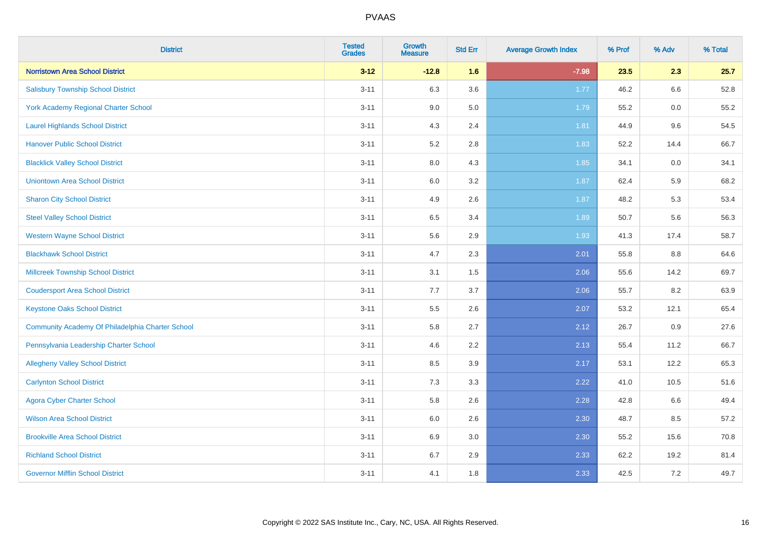# PVAAS

| District | Tested Grades | Growth Measure | Std Err | Average Growth Index | % Prof | % Adv | % Total |
|---|---|---|---|---|---|---|---|
| **Norristown Area School District** | **3-12** | **-12.8** | **1.6** | **-7.98** | **23.5** | **2.3** | **25.7** |
| Salisbury Township School District | 3-11 | 6.3 | 3.6 | 1.77 | 46.2 | 6.6 | 52.8 |
| York Academy Regional Charter School | 3-11 | 9.0 | 5.0 | 1.79 | 55.2 | 0.0 | 55.2 |
| Laurel Highlands School District | 3-11 | 4.3 | 2.4 | 1.81 | 44.9 | 9.6 | 54.5 |
| Hanover Public School District | 3-11 | 5.2 | 2.8 | 1.83 | 52.2 | 14.4 | 66.7 |
| Blacklick Valley School District | 3-11 | 8.0 | 4.3 | 1.85 | 34.1 | 0.0 | 34.1 |
| Uniontown Area School District | 3-11 | 6.0 | 3.2 | 1.87 | 62.4 | 5.9 | 68.2 |
| Sharon City School District | 3-11 | 4.9 | 2.6 | 1.87 | 48.2 | 5.3 | 53.4 |
| Steel Valley School District | 3-11 | 6.5 | 3.4 | 1.89 | 50.7 | 5.6 | 56.3 |
| Western Wayne School District | 3-11 | 5.6 | 2.9 | 1.93 | 41.3 | 17.4 | 58.7 |
| Blackhawk School District | 3-11 | 4.7 | 2.3 | 2.01 | 55.8 | 8.8 | 64.6 |
| Millcreek Township School District | 3-11 | 3.1 | 1.5 | 2.06 | 55.6 | 14.2 | 69.7 |
| Coudersport Area School District | 3-11 | 7.7 | 3.7 | 2.06 | 55.7 | 8.2 | 63.9 |
| Keystone Oaks School District | 3-11 | 5.5 | 2.6 | 2.07 | 53.2 | 12.1 | 65.4 |
| Community Academy Of Philadelphia Charter School | 3-11 | 5.8 | 2.7 | 2.12 | 26.7 | 0.9 | 27.6 |
| Pennsylvania Leadership Charter School | 3-11 | 4.6 | 2.2 | 2.13 | 55.4 | 11.2 | 66.7 |
| Allegheny Valley School District | 3-11 | 8.5 | 3.9 | 2.17 | 53.1 | 12.2 | 65.3 |
| Carlynton School District | 3-11 | 7.3 | 3.3 | 2.22 | 41.0 | 10.5 | 51.6 |
| Agora Cyber Charter School | 3-11 | 5.8 | 2.6 | 2.28 | 42.8 | 6.6 | 49.4 |
| Wilson Area School District | 3-11 | 6.0 | 2.6 | 2.30 | 48.7 | 8.5 | 57.2 |
| Brookville Area School District | 3-11 | 6.9 | 3.0 | 2.30 | 55.2 | 15.6 | 70.8 |
| Richland School District | 3-11 | 6.7 | 2.9 | 2.33 | 62.2 | 19.2 | 81.4 |
| Governor Mifflin School District | 3-11 | 4.1 | 1.8 | 2.33 | 42.5 | 7.2 | 49.7 |

Copyright © 2022 SAS Institute Inc., Cary, NC, USA. All Rights Reserved.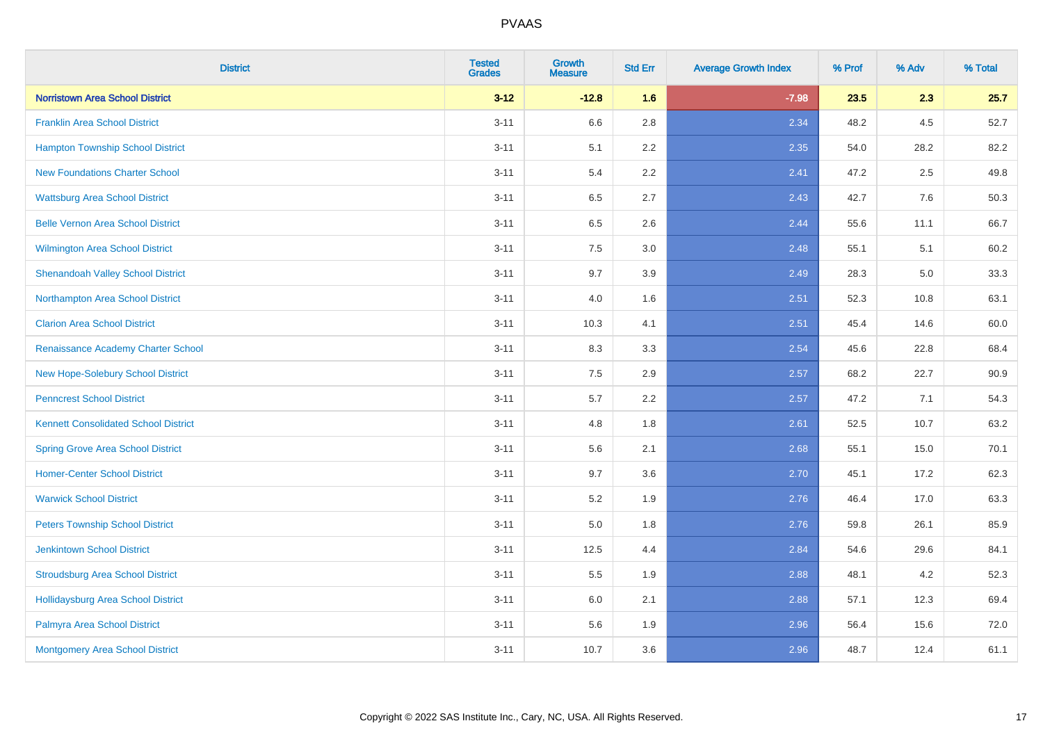PVAAS

| District | Tested Grades | Growth Measure | Std Err | Average Growth Index | % Prof | % Adv | % Total |
|---|---|---|---|---|---|---|---|
| **Norristown Area School District** | **3-12** | **-12.8** | **1.6** | **-7.98** | **23.5** | **2.3** | **25.7** |
| Franklin Area School District | 3-11 | 6.6 | 2.8 | 2.34 | 48.2 | 4.5 | 52.7 |
| Hampton Township School District | 3-11 | 5.1 | 2.2 | 2.35 | 54.0 | 28.2 | 82.2 |
| New Foundations Charter School | 3-11 | 5.4 | 2.2 | 2.41 | 47.2 | 2.5 | 49.8 |
| Wattsburg Area School District | 3-11 | 6.5 | 2.7 | 2.43 | 42.7 | 7.6 | 50.3 |
| Belle Vernon Area School District | 3-11 | 6.5 | 2.6 | 2.44 | 55.6 | 11.1 | 66.7 |
| Wilmington Area School District | 3-11 | 7.5 | 3.0 | 2.48 | 55.1 | 5.1 | 60.2 |
| Shenandoah Valley School District | 3-11 | 9.7 | 3.9 | 2.49 | 28.3 | 5.0 | 33.3 |
| Northampton Area School District | 3-11 | 4.0 | 1.6 | 2.51 | 52.3 | 10.8 | 63.1 |
| Clarion Area School District | 3-11 | 10.3 | 4.1 | 2.51 | 45.4 | 14.6 | 60.0 |
| Renaissance Academy Charter School | 3-11 | 8.3 | 3.3 | 2.54 | 45.6 | 22.8 | 68.4 |
| New Hope-Solebury School District | 3-11 | 7.5 | 2.9 | 2.57 | 68.2 | 22.7 | 90.9 |
| Penncrest School District | 3-11 | 5.7 | 2.2 | 2.57 | 47.2 | 7.1 | 54.3 |
| Kennett Consolidated School District | 3-11 | 4.8 | 1.8 | 2.61 | 52.5 | 10.7 | 63.2 |
| Spring Grove Area School District | 3-11 | 5.6 | 2.1 | 2.68 | 55.1 | 15.0 | 70.1 |
| Homer-Center School District | 3-11 | 9.7 | 3.6 | 2.70 | 45.1 | 17.2 | 62.3 |
| Warwick School District | 3-11 | 5.2 | 1.9 | 2.76 | 46.4 | 17.0 | 63.3 |
| Peters Township School District | 3-11 | 5.0 | 1.8 | 2.76 | 59.8 | 26.1 | 85.9 |
| Jenkintown School District | 3-11 | 12.5 | 4.4 | 2.84 | 54.6 | 29.6 | 84.1 |
| Stroudsburg Area School District | 3-11 | 5.5 | 1.9 | 2.88 | 48.1 | 4.2 | 52.3 |
| Hollidaysburg Area School District | 3-11 | 6.0 | 2.1 | 2.88 | 57.1 | 12.3 | 69.4 |
| Palmyra Area School District | 3-11 | 5.6 | 1.9 | 2.96 | 56.4 | 15.6 | 72.0 |
| Montgomery Area School District | 3-11 | 10.7 | 3.6 | 2.96 | 48.7 | 12.4 | 61.1 |

Copyright © 2022 SAS Institute Inc., Cary, NC, USA. All Rights Reserved.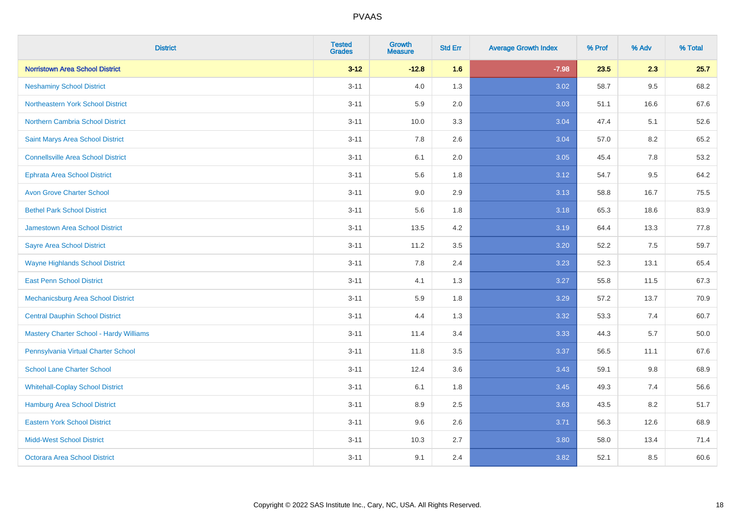# PVAAS

| District | Tested Grades | Growth Measure | Std Err | Average Growth Index | % Prof | % Adv | % Total |
|---|---|---|---|---|---|---|---|
| **Norristown Area School District** | **3-12** | **-12.8** | **1.6** | **-7.98** | **23.5** | **2.3** | **25.7** |
| Neshaminy School District | 3-11 | 4.0 | 1.3 | 3.02 | 58.7 | 9.5 | 68.2 |
| Northeastern York School District | 3-11 | 5.9 | 2.0 | 3.03 | 51.1 | 16.6 | 67.6 |
| Northern Cambria School District | 3-11 | 10.0 | 3.3 | 3.04 | 47.4 | 5.1 | 52.6 |
| Saint Marys Area School District | 3-11 | 7.8 | 2.6 | 3.04 | 57.0 | 8.2 | 65.2 |
| Connellsville Area School District | 3-11 | 6.1 | 2.0 | 3.05 | 45.4 | 7.8 | 53.2 |
| Ephrata Area School District | 3-11 | 5.6 | 1.8 | 3.12 | 54.7 | 9.5 | 64.2 |
| Avon Grove Charter School | 3-11 | 9.0 | 2.9 | 3.13 | 58.8 | 16.7 | 75.5 |
| Bethel Park School District | 3-11 | 5.6 | 1.8 | 3.18 | 65.3 | 18.6 | 83.9 |
| Jamestown Area School District | 3-11 | 13.5 | 4.2 | 3.19 | 64.4 | 13.3 | 77.8 |
| Sayre Area School District | 3-11 | 11.2 | 3.5 | 3.20 | 52.2 | 7.5 | 59.7 |
| Wayne Highlands School District | 3-11 | 7.8 | 2.4 | 3.23 | 52.3 | 13.1 | 65.4 |
| East Penn School District | 3-11 | 4.1 | 1.3 | 3.27 | 55.8 | 11.5 | 67.3 |
| Mechanicsburg Area School District | 3-11 | 5.9 | 1.8 | 3.29 | 57.2 | 13.7 | 70.9 |
| Central Dauphin School District | 3-11 | 4.4 | 1.3 | 3.32 | 53.3 | 7.4 | 60.7 |
| Mastery Charter School - Hardy Williams | 3-11 | 11.4 | 3.4 | 3.33 | 44.3 | 5.7 | 50.0 |
| Pennsylvania Virtual Charter School | 3-11 | 11.8 | 3.5 | 3.37 | 56.5 | 11.1 | 67.6 |
| School Lane Charter School | 3-11 | 12.4 | 3.6 | 3.43 | 59.1 | 9.8 | 68.9 |
| Whitehall-Coplay School District | 3-11 | 6.1 | 1.8 | 3.45 | 49.3 | 7.4 | 56.6 |
| Hamburg Area School District | 3-11 | 8.9 | 2.5 | 3.63 | 43.5 | 8.2 | 51.7 |
| Eastern York School District | 3-11 | 9.6 | 2.6 | 3.71 | 56.3 | 12.6 | 68.9 |
| Midd-West School District | 3-11 | 10.3 | 2.7 | 3.80 | 58.0 | 13.4 | 71.4 |
| Octorara Area School District | 3-11 | 9.1 | 2.4 | 3.82 | 52.1 | 8.5 | 60.6 |

Copyright © 2022 SAS Institute Inc., Cary, NC, USA. All Rights Reserved.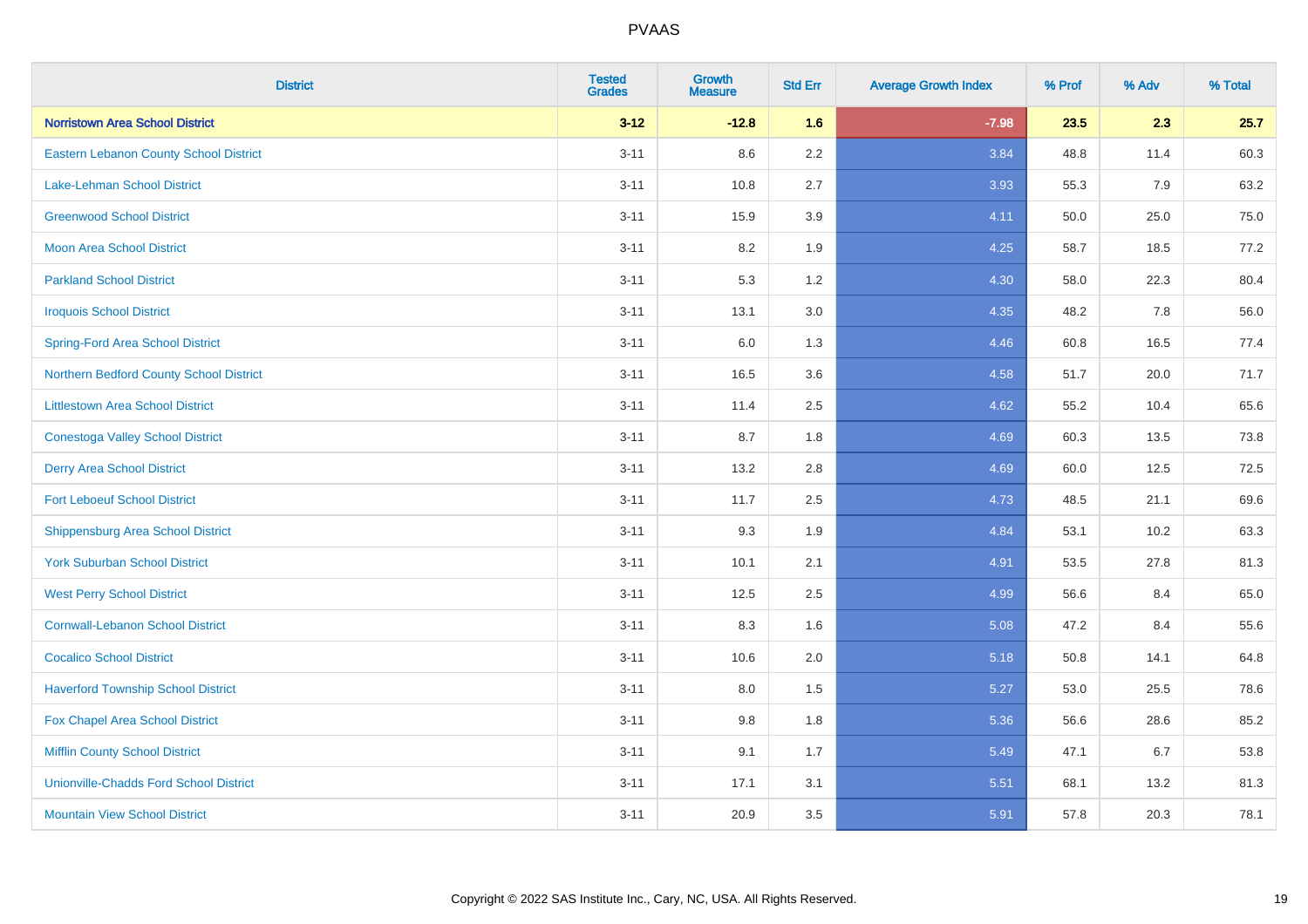| District | Tested Grades | Growth Measure | Std Err | Average Growth Index | % Prof | % Adv | % Total |
|---|---|---|---|---|---|---|---|
| **Norristown Area School District** | **3-12** | **-12.8** | **1.6** | **-7.98** | **23.5** | **2.3** | **25.7** |
| Eastern Lebanon County School District | 3-11 | 8.6 | 2.2 | 3.84 | 48.8 | 11.4 | 60.3 |
| Lake-Lehman School District | 3-11 | 10.8 | 2.7 | 3.93 | 55.3 | 7.9 | 63.2 |
| Greenwood School District | 3-11 | 15.9 | 3.9 | 4.11 | 50.0 | 25.0 | 75.0 |
| Moon Area School District | 3-11 | 8.2 | 1.9 | 4.25 | 58.7 | 18.5 | 77.2 |
| Parkland School District | 3-11 | 5.3 | 1.2 | 4.30 | 58.0 | 22.3 | 80.4 |
| Iroquois School District | 3-11 | 13.1 | 3.0 | 4.35 | 48.2 | 7.8 | 56.0 |
| Spring-Ford Area School District | 3-11 | 6.0 | 1.3 | 4.46 | 60.8 | 16.5 | 77.4 |
| Northern Bedford County School District | 3-11 | 16.5 | 3.6 | 4.58 | 51.7 | 20.0 | 71.7 |
| Littlestown Area School District | 3-11 | 11.4 | 2.5 | 4.62 | 55.2 | 10.4 | 65.6 |
| Conestoga Valley School District | 3-11 | 8.7 | 1.8 | 4.69 | 60.3 | 13.5 | 73.8 |
| Derry Area School District | 3-11 | 13.2 | 2.8 | 4.69 | 60.0 | 12.5 | 72.5 |
| Fort Leboeuf School District | 3-11 | 11.7 | 2.5 | 4.73 | 48.5 | 21.1 | 69.6 |
| Shippensburg Area School District | 3-11 | 9.3 | 1.9 | 4.84 | 53.1 | 10.2 | 63.3 |
| York Suburban School District | 3-11 | 10.1 | 2.1 | 4.91 | 53.5 | 27.8 | 81.3 |
| West Perry School District | 3-11 | 12.5 | 2.5 | 4.99 | 56.6 | 8.4 | 65.0 |
| Cornwall-Lebanon School District | 3-11 | 8.3 | 1.6 | 5.08 | 47.2 | 8.4 | 55.6 |
| Cocalico School District | 3-11 | 10.6 | 2.0 | 5.18 | 50.8 | 14.1 | 64.8 |
| Haverford Township School District | 3-11 | 8.0 | 1.5 | 5.27 | 53.0 | 25.5 | 78.6 |
| Fox Chapel Area School District | 3-11 | 9.8 | 1.8 | 5.36 | 56.6 | 28.6 | 85.2 |
| Mifflin County School District | 3-11 | 9.1 | 1.7 | 5.49 | 47.1 | 6.7 | 53.8 |
| Unionville-Chadds Ford School District | 3-11 | 17.1 | 3.1 | 5.51 | 68.1 | 13.2 | 81.3 |
| Mountain View School District | 3-11 | 20.9 | 3.5 | 5.91 | 57.8 | 20.3 | 78.1 |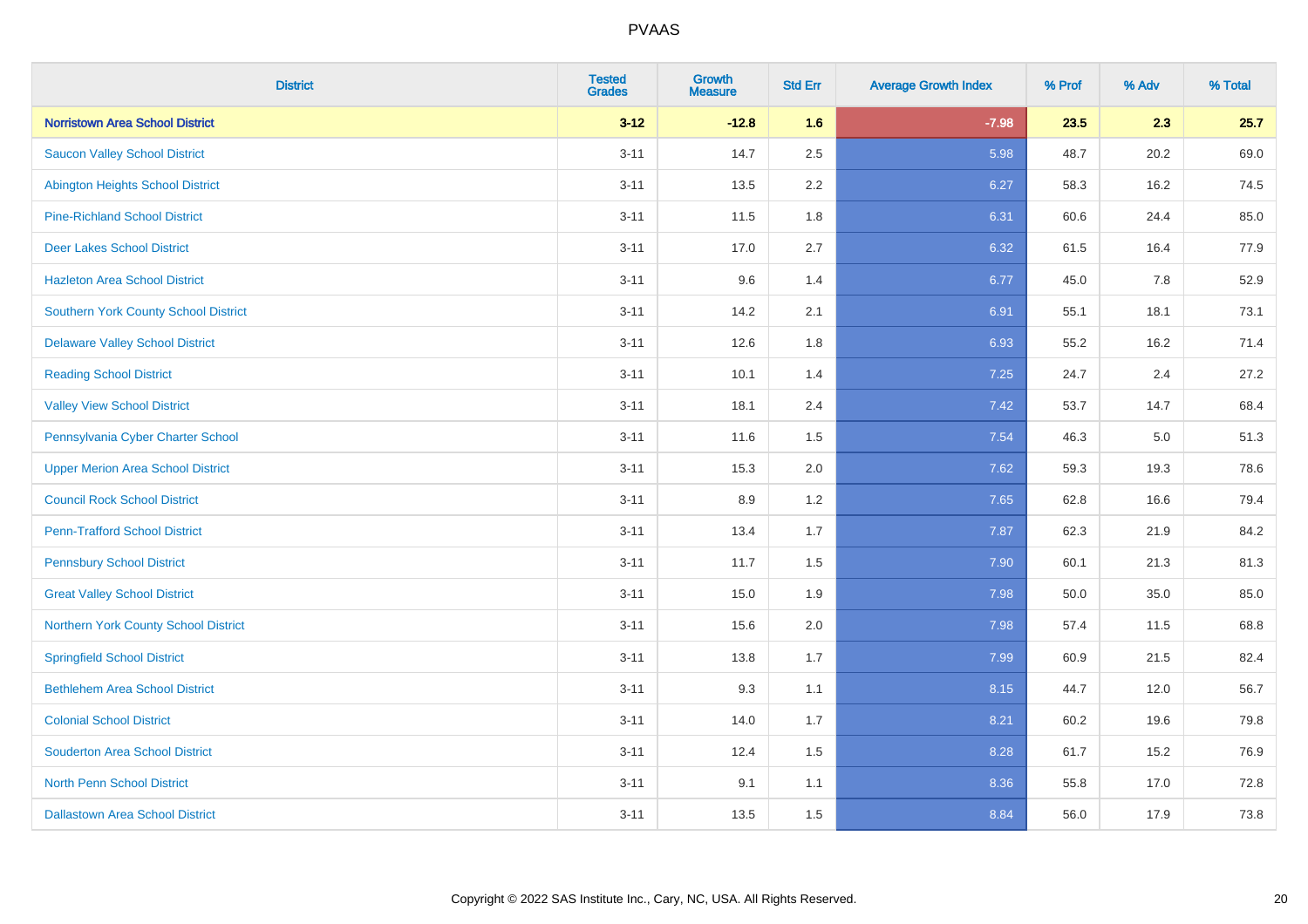| District | Tested Grades | Growth Measure | Std Err | Average Growth Index | % Prof | % Adv | % Total |
|---|---|---|---|---|---|---|---|
| **Norristown Area School District** | **3-12** | **-12.8** | **1.6** | **-7.98** | **23.5** | **2.3** | **25.7** |
| Saucon Valley School District | 3-11 | 14.7 | 2.5 | 5.98 | 48.7 | 20.2 | 69.0 |
| Abington Heights School District | 3-11 | 13.5 | 2.2 | 6.27 | 58.3 | 16.2 | 74.5 |
| Pine-Richland School District | 3-11 | 11.5 | 1.8 | 6.31 | 60.6 | 24.4 | 85.0 |
| Deer Lakes School District | 3-11 | 17.0 | 2.7 | 6.32 | 61.5 | 16.4 | 77.9 |
| Hazleton Area School District | 3-11 | 9.6 | 1.4 | 6.77 | 45.0 | 7.8 | 52.9 |
| Southern York County School District | 3-11 | 14.2 | 2.1 | 6.91 | 55.1 | 18.1 | 73.1 |
| Delaware Valley School District | 3-11 | 12.6 | 1.8 | 6.93 | 55.2 | 16.2 | 71.4 |
| Reading School District | 3-11 | 10.1 | 1.4 | 7.25 | 24.7 | 2.4 | 27.2 |
| Valley View School District | 3-11 | 18.1 | 2.4 | 7.42 | 53.7 | 14.7 | 68.4 |
| Pennsylvania Cyber Charter School | 3-11 | 11.6 | 1.5 | 7.54 | 46.3 | 5.0 | 51.3 |
| Upper Merion Area School District | 3-11 | 15.3 | 2.0 | 7.62 | 59.3 | 19.3 | 78.6 |
| Council Rock School District | 3-11 | 8.9 | 1.2 | 7.65 | 62.8 | 16.6 | 79.4 |
| Penn-Trafford School District | 3-11 | 13.4 | 1.7 | 7.87 | 62.3 | 21.9 | 84.2 |
| Pennsbury School District | 3-11 | 11.7 | 1.5 | 7.90 | 60.1 | 21.3 | 81.3 |
| Great Valley School District | 3-11 | 15.0 | 1.9 | 7.98 | 50.0 | 35.0 | 85.0 |
| Northern York County School District | 3-11 | 15.6 | 2.0 | 7.98 | 57.4 | 11.5 | 68.8 |
| Springfield School District | 3-11 | 13.8 | 1.7 | 7.99 | 60.9 | 21.5 | 82.4 |
| Bethlehem Area School District | 3-11 | 9.3 | 1.1 | 8.15 | 44.7 | 12.0 | 56.7 |
| Colonial School District | 3-11 | 14.0 | 1.7 | 8.21 | 60.2 | 19.6 | 79.8 |
| Souderton Area School District | 3-11 | 12.4 | 1.5 | 8.28 | 61.7 | 15.2 | 76.9 |
| North Penn School District | 3-11 | 9.1 | 1.1 | 8.36 | 55.8 | 17.0 | 72.8 |
| Dallastown Area School District | 3-11 | 13.5 | 1.5 | 8.84 | 56.0 | 17.9 | 73.8 |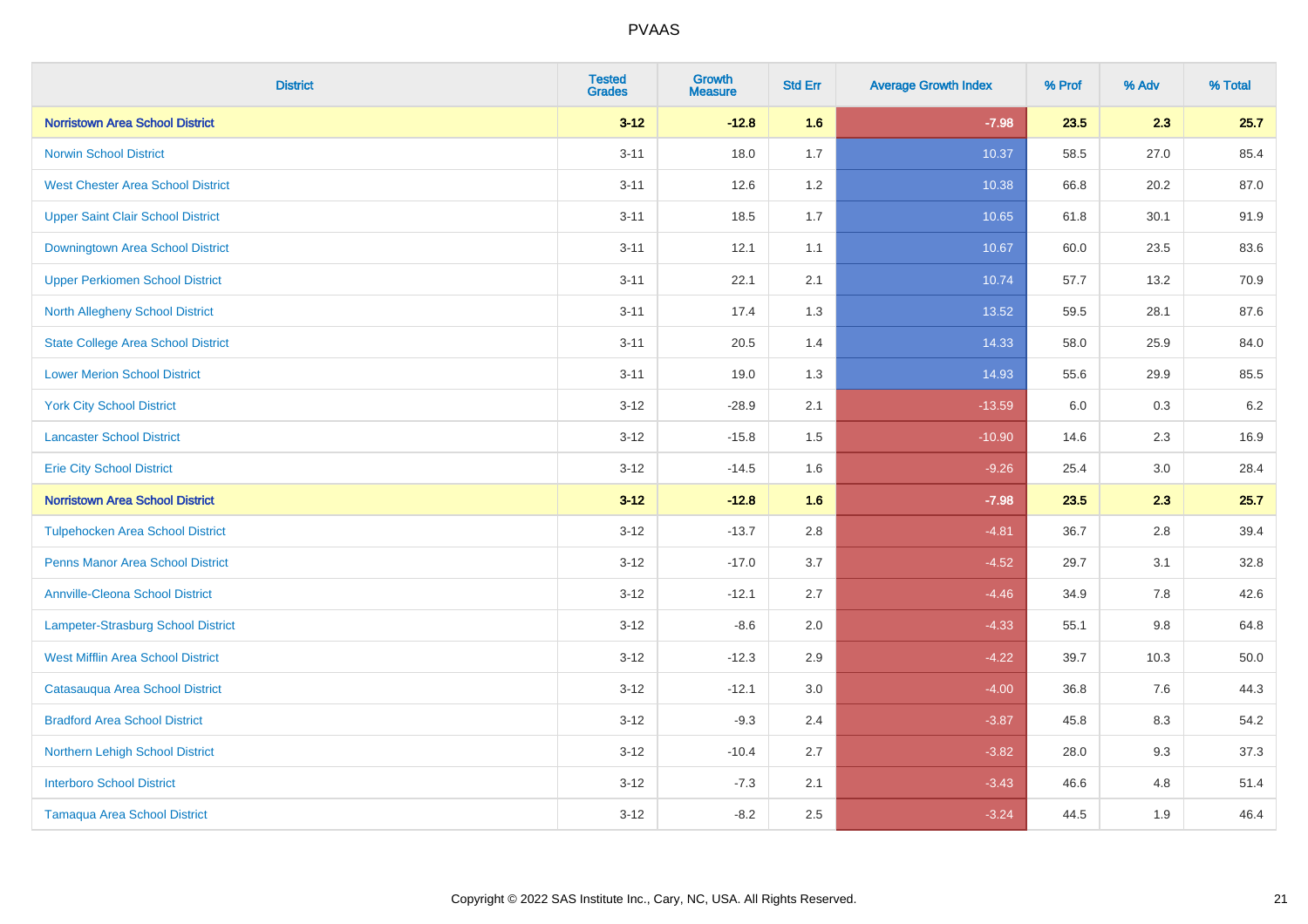# PVAAS

| District | Tested Grades | Growth Measure | Std Err | Average Growth Index | % Prof | % Adv | % Total |
|---|---|---|---|---|---|---|---|
| **Norristown Area School District** | **3-12** | **-12.8** | **1.6** | **-7.98** | **23.5** | **2.3** | **25.7** |
| Norwin School District | 3-11 | 18.0 | 1.7 | 10.37 | 58.5 | 27.0 | 85.4 |
| West Chester Area School District | 3-11 | 12.6 | 1.2 | 10.38 | 66.8 | 20.2 | 87.0 |
| Upper Saint Clair School District | 3-11 | 18.5 | 1.7 | 10.65 | 61.8 | 30.1 | 91.9 |
| Downingtown Area School District | 3-11 | 12.1 | 1.1 | 10.67 | 60.0 | 23.5 | 83.6 |
| Upper Perkiomen School District | 3-11 | 22.1 | 2.1 | 10.74 | 57.7 | 13.2 | 70.9 |
| North Allegheny School District | 3-11 | 17.4 | 1.3 | 13.52 | 59.5 | 28.1 | 87.6 |
| State College Area School District | 3-11 | 20.5 | 1.4 | 14.33 | 58.0 | 25.9 | 84.0 |
| Lower Merion School District | 3-11 | 19.0 | 1.3 | 14.93 | 55.6 | 29.9 | 85.5 |
| York City School District | 3-12 | -28.9 | 2.1 | -13.59 | 6.0 | 0.3 | 6.2 |
| Lancaster School District | 3-12 | -15.8 | 1.5 | -10.90 | 14.6 | 2.3 | 16.9 |
| Erie City School District | 3-12 | -14.5 | 1.6 | -9.26 | 25.4 | 3.0 | 28.4 |
| **Norristown Area School District** | **3-12** | **-12.8** | **1.6** | **-7.98** | **23.5** | **2.3** | **25.7** |
| Tulpehocken Area School District | 3-12 | -13.7 | 2.8 | -4.81 | 36.7 | 2.8 | 39.4 |
| Penns Manor Area School District | 3-12 | -17.0 | 3.7 | -4.52 | 29.7 | 3.1 | 32.8 |
| Annville-Cleona School District | 3-12 | -12.1 | 2.7 | -4.46 | 34.9 | 7.8 | 42.6 |
| Lampeter-Strasburg School District | 3-12 | -8.6 | 2.0 | -4.33 | 55.1 | 9.8 | 64.8 |
| West Mifflin Area School District | 3-12 | -12.3 | 2.9 | -4.22 | 39.7 | 10.3 | 50.0 |
| Catasauqua Area School District | 3-12 | -12.1 | 3.0 | -4.00 | 36.8 | 7.6 | 44.3 |
| Bradford Area School District | 3-12 | -9.3 | 2.4 | -3.87 | 45.8 | 8.3 | 54.2 |
| Northern Lehigh School District | 3-12 | -10.4 | 2.7 | -3.82 | 28.0 | 9.3 | 37.3 |
| Interboro School District | 3-12 | -7.3 | 2.1 | -3.43 | 46.6 | 4.8 | 51.4 |
| Tamaqua Area School District | 3-12 | -8.2 | 2.5 | -3.24 | 44.5 | 1.9 | 46.4 |

Copyright © 2022 SAS Institute Inc., Cary, NC, USA. All Rights Reserved.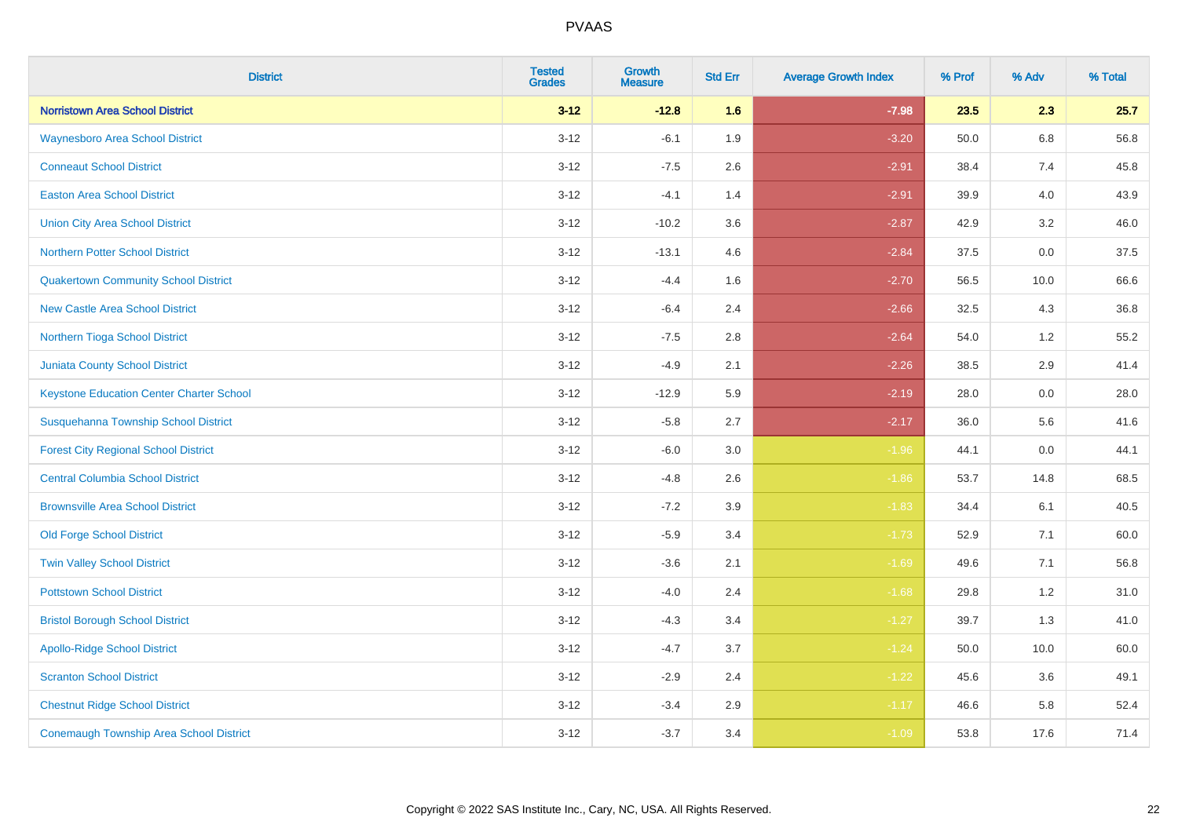| District | Tested Grades | Growth Measure | Std Err | Average Growth Index | % Prof | % Adv | % Total |
|---|---|---|---|---|---|---|---|
| **Norristown Area School District** | **3-12** | **-12.8** | **1.6** | **-7.98** | **23.5** | **2.3** | **25.7** |
| Waynesboro Area School District | 3-12 | -6.1 | 1.9 | -3.20 | 50.0 | 6.8 | 56.8 |
| Conneaut School District | 3-12 | -7.5 | 2.6 | -2.91 | 38.4 | 7.4 | 45.8 |
| Easton Area School District | 3-12 | -4.1 | 1.4 | -2.91 | 39.9 | 4.0 | 43.9 |
| Union City Area School District | 3-12 | -10.2 | 3.6 | -2.87 | 42.9 | 3.2 | 46.0 |
| Northern Potter School District | 3-12 | -13.1 | 4.6 | -2.84 | 37.5 | 0.0 | 37.5 |
| Quakertown Community School District | 3-12 | -4.4 | 1.6 | -2.70 | 56.5 | 10.0 | 66.6 |
| New Castle Area School District | 3-12 | -6.4 | 2.4 | -2.66 | 32.5 | 4.3 | 36.8 |
| Northern Tioga School District | 3-12 | -7.5 | 2.8 | -2.64 | 54.0 | 1.2 | 55.2 |
| Juniata County School District | 3-12 | -4.9 | 2.1 | -2.26 | 38.5 | 2.9 | 41.4 |
| Keystone Education Center Charter School | 3-12 | -12.9 | 5.9 | -2.19 | 28.0 | 0.0 | 28.0 |
| Susquehanna Township School District | 3-12 | -5.8 | 2.7 | -2.17 | 36.0 | 5.6 | 41.6 |
| Forest City Regional School District | 3-12 | -6.0 | 3.0 | -1.96 | 44.1 | 0.0 | 44.1 |
| Central Columbia School District | 3-12 | -4.8 | 2.6 | -1.86 | 53.7 | 14.8 | 68.5 |
| Brownsville Area School District | 3-12 | -7.2 | 3.9 | -1.83 | 34.4 | 6.1 | 40.5 |
| Old Forge School District | 3-12 | -5.9 | 3.4 | -1.73 | 52.9 | 7.1 | 60.0 |
| Twin Valley School District | 3-12 | -3.6 | 2.1 | -1.69 | 49.6 | 7.1 | 56.8 |
| Pottstown School District | 3-12 | -4.0 | 2.4 | -1.68 | 29.8 | 1.2 | 31.0 |
| Bristol Borough School District | 3-12 | -4.3 | 3.4 | -1.27 | 39.7 | 1.3 | 41.0 |
| Apollo-Ridge School District | 3-12 | -4.7 | 3.7 | -1.24 | 50.0 | 10.0 | 60.0 |
| Scranton School District | 3-12 | -2.9 | 2.4 | -1.22 | 45.6 | 3.6 | 49.1 |
| Chestnut Ridge School District | 3-12 | -3.4 | 2.9 | -1.17 | 46.6 | 5.8 | 52.4 |
| Conemaugh Township Area School District | 3-12 | -3.7 | 3.4 | -1.09 | 53.8 | 17.6 | 71.4 |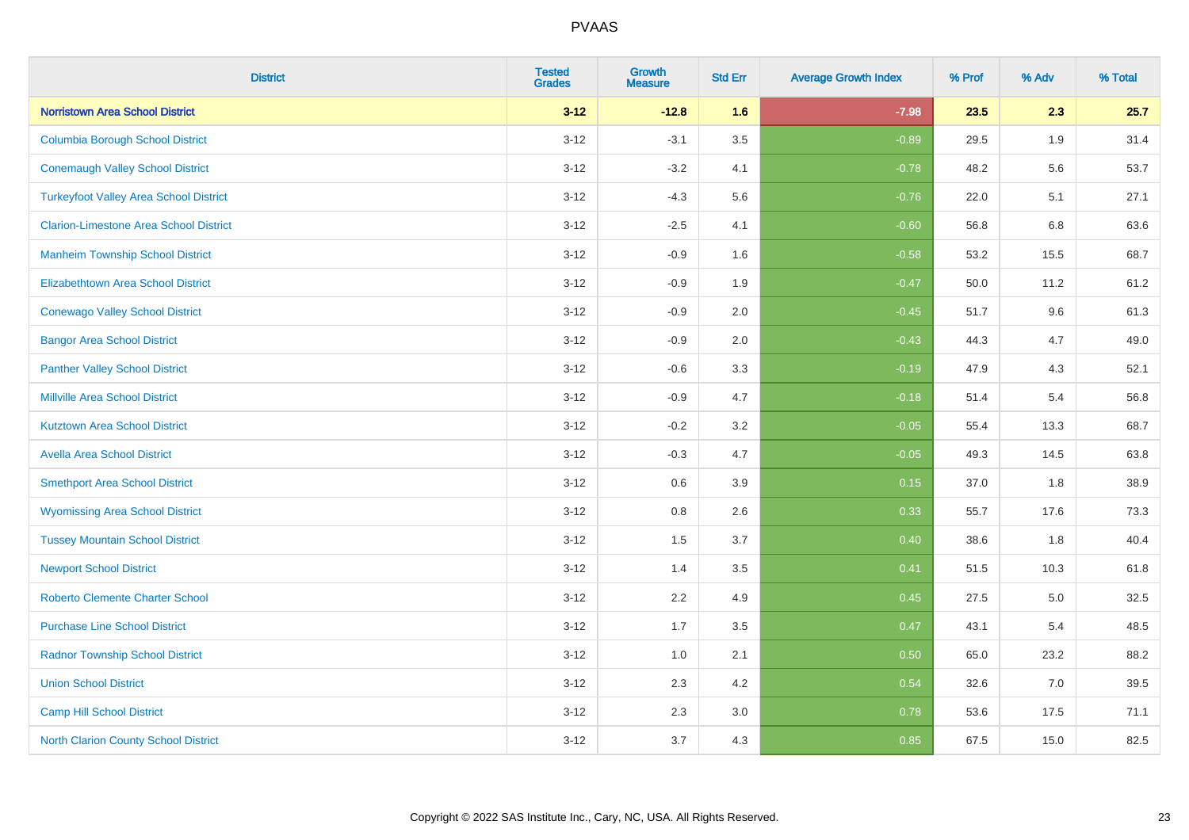# PVAAS

| District | Tested Grades | Growth Measure | Std Err | Average Growth Index | % Prof | % Adv | % Total |
|---|---|---|---|---|---|---|---|
| **Norristown Area School District** | **3-12** | **-12.8** | **1.6** | **-7.98** | **23.5** | **2.3** | **25.7** |
| Columbia Borough School District | 3-12 | -3.1 | 3.5 | -0.89 | 29.5 | 1.9 | 31.4 |
| Conemaugh Valley School District | 3-12 | -3.2 | 4.1 | -0.78 | 48.2 | 5.6 | 53.7 |
| Turkeyfoot Valley Area School District | 3-12 | -4.3 | 5.6 | -0.76 | 22.0 | 5.1 | 27.1 |
| Clarion-Limestone Area School District | 3-12 | -2.5 | 4.1 | -0.60 | 56.8 | 6.8 | 63.6 |
| Manheim Township School District | 3-12 | -0.9 | 1.6 | -0.58 | 53.2 | 15.5 | 68.7 |
| Elizabethtown Area School District | 3-12 | -0.9 | 1.9 | -0.47 | 50.0 | 11.2 | 61.2 |
| Conewago Valley School District | 3-12 | -0.9 | 2.0 | -0.45 | 51.7 | 9.6 | 61.3 |
| Bangor Area School District | 3-12 | -0.9 | 2.0 | -0.43 | 44.3 | 4.7 | 49.0 |
| Panther Valley School District | 3-12 | -0.6 | 3.3 | -0.19 | 47.9 | 4.3 | 52.1 |
| Millville Area School District | 3-12 | -0.9 | 4.7 | -0.18 | 51.4 | 5.4 | 56.8 |
| Kutztown Area School District | 3-12 | -0.2 | 3.2 | -0.05 | 55.4 | 13.3 | 68.7 |
| Avella Area School District | 3-12 | -0.3 | 4.7 | -0.05 | 49.3 | 14.5 | 63.8 |
| Smethport Area School District | 3-12 | 0.6 | 3.9 | 0.15 | 37.0 | 1.8 | 38.9 |
| Wyomissing Area School District | 3-12 | 0.8 | 2.6 | 0.33 | 55.7 | 17.6 | 73.3 |
| Tussey Mountain School District | 3-12 | 1.5 | 3.7 | 0.40 | 38.6 | 1.8 | 40.4 |
| Newport School District | 3-12 | 1.4 | 3.5 | 0.41 | 51.5 | 10.3 | 61.8 |
| Roberto Clemente Charter School | 3-12 | 2.2 | 4.9 | 0.45 | 27.5 | 5.0 | 32.5 |
| Purchase Line School District | 3-12 | 1.7 | 3.5 | 0.47 | 43.1 | 5.4 | 48.5 |
| Radnor Township School District | 3-12 | 1.0 | 2.1 | 0.50 | 65.0 | 23.2 | 88.2 |
| Union School District | 3-12 | 2.3 | 4.2 | 0.54 | 32.6 | 7.0 | 39.5 |
| Camp Hill School District | 3-12 | 2.3 | 3.0 | 0.78 | 53.6 | 17.5 | 71.1 |
| North Clarion County School District | 3-12 | 3.7 | 4.3 | 0.85 | 67.5 | 15.0 | 82.5 |

Copyright © 2022 SAS Institute Inc., Cary, NC, USA. All Rights Reserved.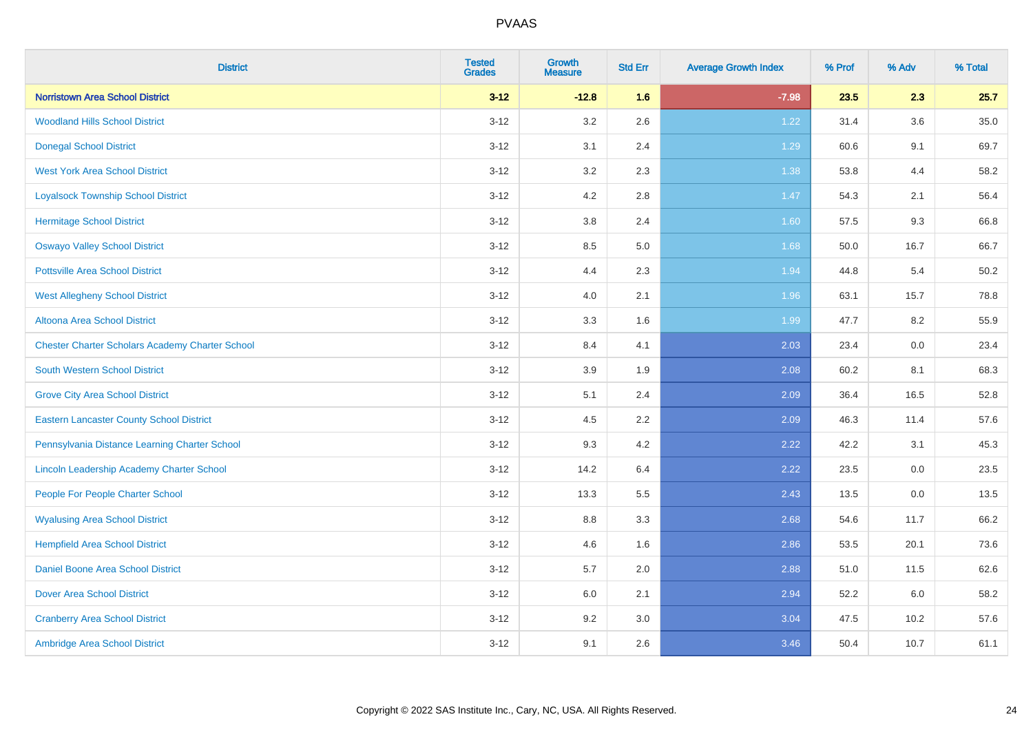| District | Tested Grades | Growth Measure | Std Err | Average Growth Index | % Prof | % Adv | % Total |
|---|---|---|---|---|---|---|---|
| **Norristown Area School District** | **3-12** | **-12.8** | **1.6** | **-7.98** | **23.5** | **2.3** | **25.7** |
| Woodland Hills School District | 3-12 | 3.2 | 2.6 | 1.22 | 31.4 | 3.6 | 35.0 |
| Donegal School District | 3-12 | 3.1 | 2.4 | 1.29 | 60.6 | 9.1 | 69.7 |
| West York Area School District | 3-12 | 3.2 | 2.3 | 1.38 | 53.8 | 4.4 | 58.2 |
| Loyalsock Township School District | 3-12 | 4.2 | 2.8 | 1.47 | 54.3 | 2.1 | 56.4 |
| Hermitage School District | 3-12 | 3.8 | 2.4 | 1.60 | 57.5 | 9.3 | 66.8 |
| Oswayo Valley School District | 3-12 | 8.5 | 5.0 | 1.68 | 50.0 | 16.7 | 66.7 |
| Pottsville Area School District | 3-12 | 4.4 | 2.3 | 1.94 | 44.8 | 5.4 | 50.2 |
| West Allegheny School District | 3-12 | 4.0 | 2.1 | 1.96 | 63.1 | 15.7 | 78.8 |
| Altoona Area School District | 3-12 | 3.3 | 1.6 | 1.99 | 47.7 | 8.2 | 55.9 |
| Chester Charter Scholars Academy Charter School | 3-12 | 8.4 | 4.1 | 2.03 | 23.4 | 0.0 | 23.4 |
| South Western School District | 3-12 | 3.9 | 1.9 | 2.08 | 60.2 | 8.1 | 68.3 |
| Grove City Area School District | 3-12 | 5.1 | 2.4 | 2.09 | 36.4 | 16.5 | 52.8 |
| Eastern Lancaster County School District | 3-12 | 4.5 | 2.2 | 2.09 | 46.3 | 11.4 | 57.6 |
| Pennsylvania Distance Learning Charter School | 3-12 | 9.3 | 4.2 | 2.22 | 42.2 | 3.1 | 45.3 |
| Lincoln Leadership Academy Charter School | 3-12 | 14.2 | 6.4 | 2.22 | 23.5 | 0.0 | 23.5 |
| People For People Charter School | 3-12 | 13.3 | 5.5 | 2.43 | 13.5 | 0.0 | 13.5 |
| Wyalusing Area School District | 3-12 | 8.8 | 3.3 | 2.68 | 54.6 | 11.7 | 66.2 |
| Hempfield Area School District | 3-12 | 4.6 | 1.6 | 2.86 | 53.5 | 20.1 | 73.6 |
| Daniel Boone Area School District | 3-12 | 5.7 | 2.0 | 2.88 | 51.0 | 11.5 | 62.6 |
| Dover Area School District | 3-12 | 6.0 | 2.1 | 2.94 | 52.2 | 6.0 | 58.2 |
| Cranberry Area School District | 3-12 | 9.2 | 3.0 | 3.04 | 47.5 | 10.2 | 57.6 |
| Ambridge Area School District | 3-12 | 9.1 | 2.6 | 3.46 | 50.4 | 10.7 | 61.1 |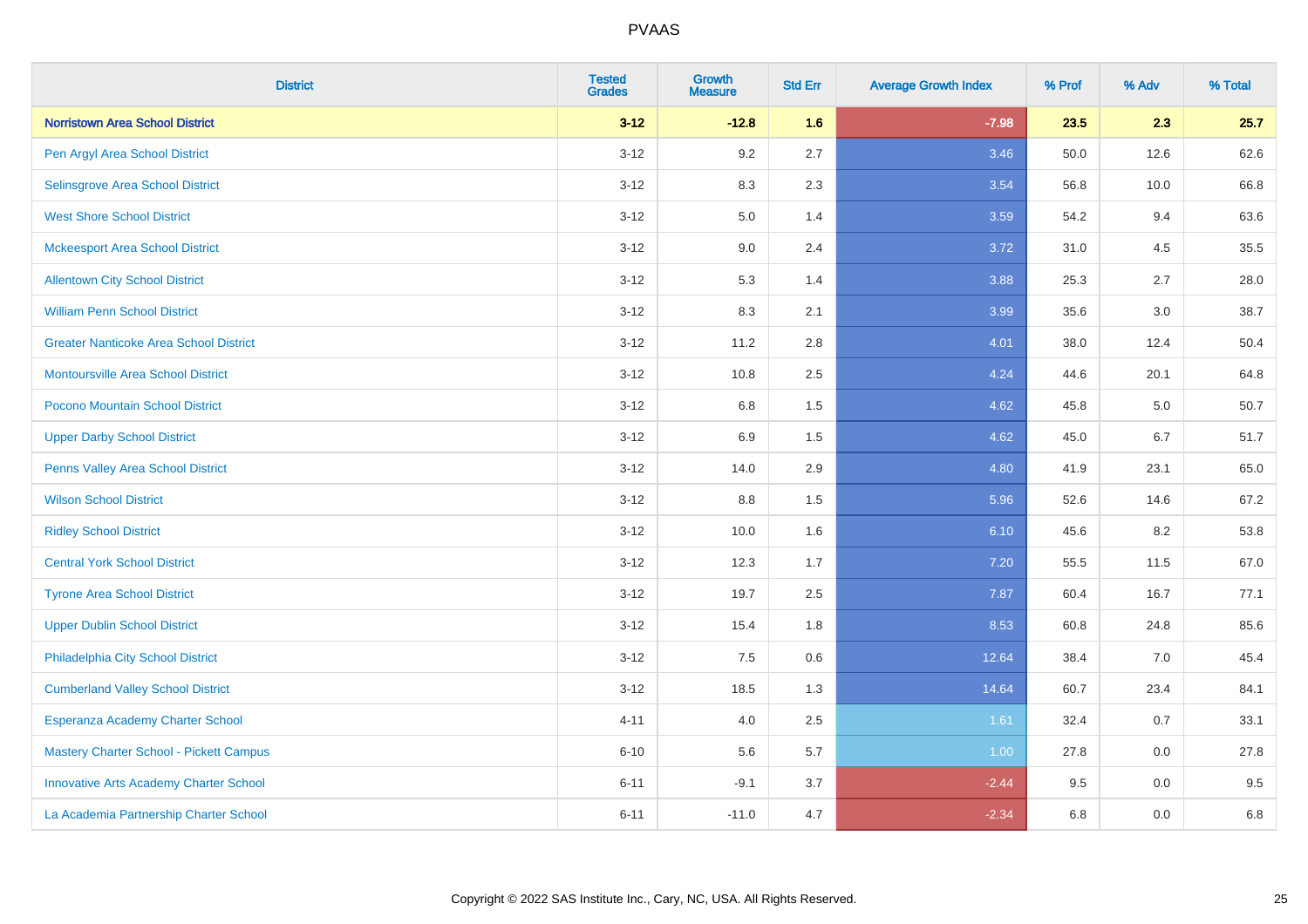| District | Tested Grades | Growth Measure | Std Err | Average Growth Index | % Prof | % Adv | % Total |
|---|---|---|---|---|---|---|---|
| **Norristown Area School District** | **3-12** | **-12.8** | **1.6** | **-7.98** | **23.5** | **2.3** | **25.7** |
| Pen Argyl Area School District | 3-12 | 9.2 | 2.7 | 3.46 | 50.0 | 12.6 | 62.6 |
| Selinsgrove Area School District | 3-12 | 8.3 | 2.3 | 3.54 | 56.8 | 10.0 | 66.8 |
| West Shore School District | 3-12 | 5.0 | 1.4 | 3.59 | 54.2 | 9.4 | 63.6 |
| Mckeesport Area School District | 3-12 | 9.0 | 2.4 | 3.72 | 31.0 | 4.5 | 35.5 |
| Allentown City School District | 3-12 | 5.3 | 1.4 | 3.88 | 25.3 | 2.7 | 28.0 |
| William Penn School District | 3-12 | 8.3 | 2.1 | 3.99 | 35.6 | 3.0 | 38.7 |
| Greater Nanticoke Area School District | 3-12 | 11.2 | 2.8 | 4.01 | 38.0 | 12.4 | 50.4 |
| Montoursville Area School District | 3-12 | 10.8 | 2.5 | 4.24 | 44.6 | 20.1 | 64.8 |
| Pocono Mountain School District | 3-12 | 6.8 | 1.5 | 4.62 | 45.8 | 5.0 | 50.7 |
| Upper Darby School District | 3-12 | 6.9 | 1.5 | 4.62 | 45.0 | 6.7 | 51.7 |
| Penns Valley Area School District | 3-12 | 14.0 | 2.9 | 4.80 | 41.9 | 23.1 | 65.0 |
| Wilson School District | 3-12 | 8.8 | 1.5 | 5.96 | 52.6 | 14.6 | 67.2 |
| Ridley School District | 3-12 | 10.0 | 1.6 | 6.10 | 45.6 | 8.2 | 53.8 |
| Central York School District | 3-12 | 12.3 | 1.7 | 7.20 | 55.5 | 11.5 | 67.0 |
| Tyrone Area School District | 3-12 | 19.7 | 2.5 | 7.87 | 60.4 | 16.7 | 77.1 |
| Upper Dublin School District | 3-12 | 15.4 | 1.8 | 8.53 | 60.8 | 24.8 | 85.6 |
| Philadelphia City School District | 3-12 | 7.5 | 0.6 | 12.64 | 38.4 | 7.0 | 45.4 |
| Cumberland Valley School District | 3-12 | 18.5 | 1.3 | 14.64 | 60.7 | 23.4 | 84.1 |
| Esperanza Academy Charter School | 4-11 | 4.0 | 2.5 | 1.61 | 32.4 | 0.7 | 33.1 |
| Mastery Charter School - Pickett Campus | 6-10 | 5.6 | 5.7 | 1.00 | 27.8 | 0.0 | 27.8 |
| Innovative Arts Academy Charter School | 6-11 | -9.1 | 3.7 | -2.44 | 9.5 | 0.0 | 9.5 |
| La Academia Partnership Charter School | 6-11 | -11.0 | 4.7 | -2.34 | 6.8 | 0.0 | 6.8 |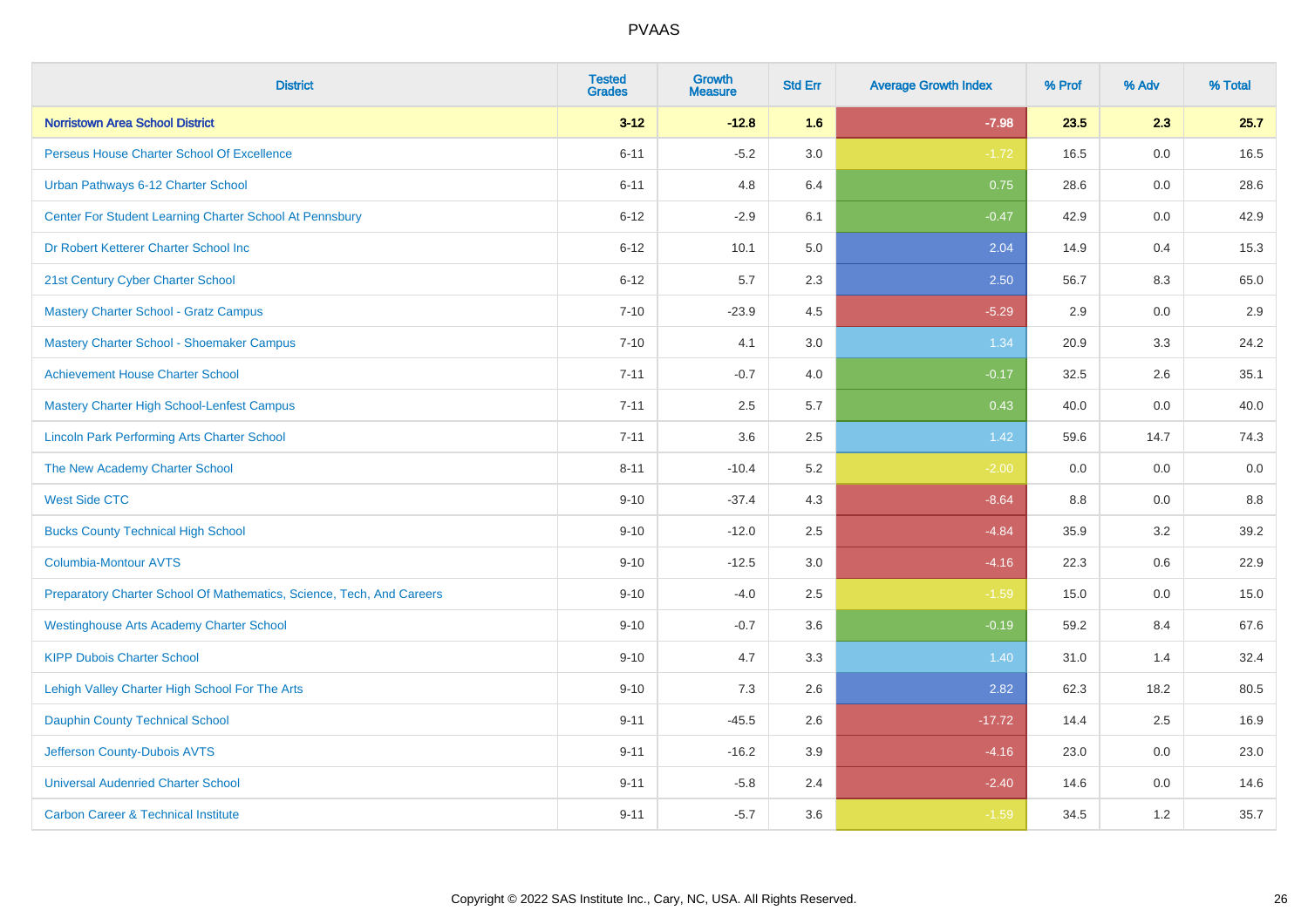# PVAAS

| District | Tested Grades | Growth Measure | Std Err | Average Growth Index | % Prof | % Adv | % Total |
|---|---|---|---|---|---|---|---|
| **Norristown Area School District** | **3-12** | **-12.8** | **1.6** | **-7.98** | **23.5** | **2.3** | **25.7** |
| Perseus House Charter School Of Excellence | 6-11 | -5.2 | 3.0 | -1.72 | 16.5 | 0.0 | 16.5 |
| Urban Pathways 6-12 Charter School | 6-11 | 4.8 | 6.4 | 0.75 | 28.6 | 0.0 | 28.6 |
| Center For Student Learning Charter School At Pennsbury | 6-12 | -2.9 | 6.1 | -0.47 | 42.9 | 0.0 | 42.9 |
| Dr Robert Ketterer Charter School Inc | 6-12 | 10.1 | 5.0 | 2.04 | 14.9 | 0.4 | 15.3 |
| 21st Century Cyber Charter School | 6-12 | 5.7 | 2.3 | 2.50 | 56.7 | 8.3 | 65.0 |
| Mastery Charter School - Gratz Campus | 7-10 | -23.9 | 4.5 | -5.29 | 2.9 | 0.0 | 2.9 |
| Mastery Charter School - Shoemaker Campus | 7-10 | 4.1 | 3.0 | 1.34 | 20.9 | 3.3 | 24.2 |
| Achievement House Charter School | 7-11 | -0.7 | 4.0 | -0.17 | 32.5 | 2.6 | 35.1 |
| Mastery Charter High School-Lenfest Campus | 7-11 | 2.5 | 5.7 | 0.43 | 40.0 | 0.0 | 40.0 |
| Lincoln Park Performing Arts Charter School | 7-11 | 3.6 | 2.5 | 1.42 | 59.6 | 14.7 | 74.3 |
| The New Academy Charter School | 8-11 | -10.4 | 5.2 | -2.00 | 0.0 | 0.0 | 0.0 |
| West Side CTC | 9-10 | -37.4 | 4.3 | -8.64 | 8.8 | 0.0 | 8.8 |
| Bucks County Technical High School | 9-10 | -12.0 | 2.5 | -4.84 | 35.9 | 3.2 | 39.2 |
| Columbia-Montour AVTS | 9-10 | -12.5 | 3.0 | -4.16 | 22.3 | 0.6 | 22.9 |
| Preparatory Charter School Of Mathematics, Science, Tech, And Careers | 9-10 | -4.0 | 2.5 | -1.59 | 15.0 | 0.0 | 15.0 |
| Westinghouse Arts Academy Charter School | 9-10 | -0.7 | 3.6 | -0.19 | 59.2 | 8.4 | 67.6 |
| KIPP Dubois Charter School | 9-10 | 4.7 | 3.3 | 1.40 | 31.0 | 1.4 | 32.4 |
| Lehigh Valley Charter High School For The Arts | 9-10 | 7.3 | 2.6 | 2.82 | 62.3 | 18.2 | 80.5 |
| Dauphin County Technical School | 9-11 | -45.5 | 2.6 | -17.72 | 14.4 | 2.5 | 16.9 |
| Jefferson County-Dubois AVTS | 9-11 | -16.2 | 3.9 | -4.16 | 23.0 | 0.0 | 23.0 |
| Universal Audenried Charter School | 9-11 | -5.8 | 2.4 | -2.40 | 14.6 | 0.0 | 14.6 |
| Carbon Career & Technical Institute | 9-11 | -5.7 | 3.6 | -1.59 | 34.5 | 1.2 | 35.7 |

Copyright © 2022 SAS Institute Inc., Cary, NC, USA. All Rights Reserved.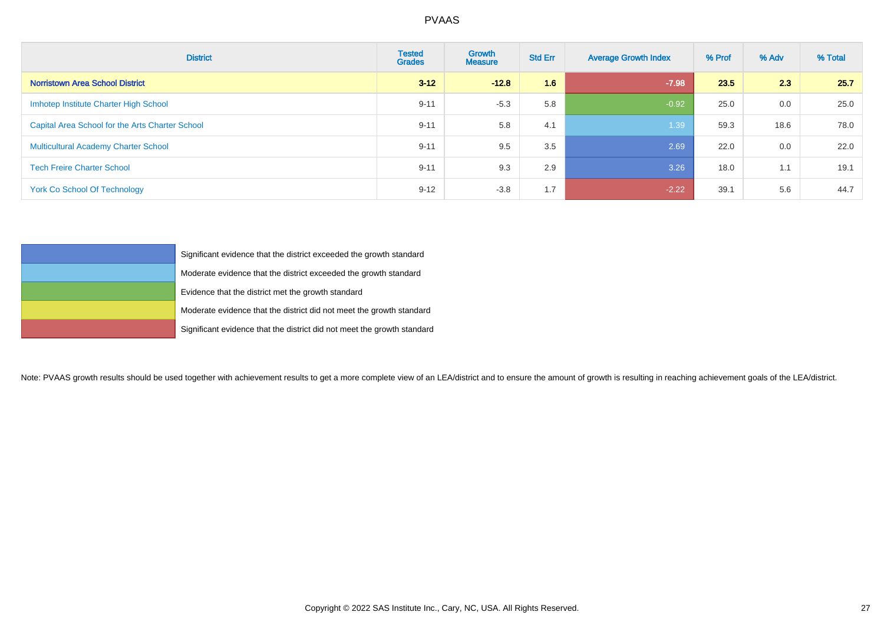# PVAAS

| District | Tested Grades | Growth Measure | Std Err | Average Growth Index | % Prof | % Adv | % Total |
|---|---|---|---|---|---|---|---|
| **Norristown Area School District** | **3-12** | **-12.8** | **1.6** | **-7.98** | **23.5** | **2.3** | **25.7** |
| Imhotep Institute Charter High School | 9-11 | -5.3 | 5.8 | -0.92 | 25.0 | 0.0 | 25.0 |
| Capital Area School for the Arts Charter School | 9-11 | 5.8 | 4.1 | 1.39 | 59.3 | 18.6 | 78.0 |
| Multicultural Academy Charter School | 9-11 | 9.5 | 3.5 | 2.69 | 22.0 | 0.0 | 22.0 |
| Tech Freire Charter School | 9-11 | 9.3 | 2.9 | 3.26 | 18.0 | 1.1 | 19.1 |
| York Co School Of Technology | 9-12 | -3.8 | 1.7 | -2.22 | 39.1 | 5.6 | 44.7 |

Significant evidence that the district exceeded the growth standard

Moderate evidence that the district exceeded the growth standard

Evidence that the district met the growth standard

Moderate evidence that the district did not meet the growth standard

Significant evidence that the district did not meet the growth standard

Note: PVAAS growth results should be used together with achievement results to get a more complete view of an LEA/district and to ensure the amount of growth is resulting in reaching achievement goals of the LEA/district.

Copyright © 2022 SAS Institute Inc., Cary, NC, USA. All Rights Reserved.